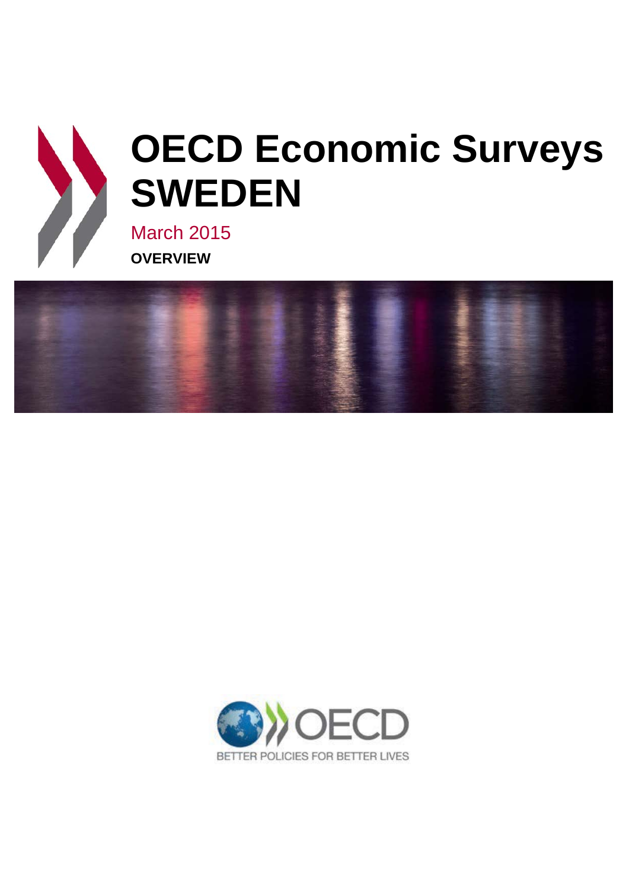# OECD Economic Surveys SWEDEN

March 2015

**OVERVIEW**

OECD

BETTER POLICIES FOR BETTER LIVES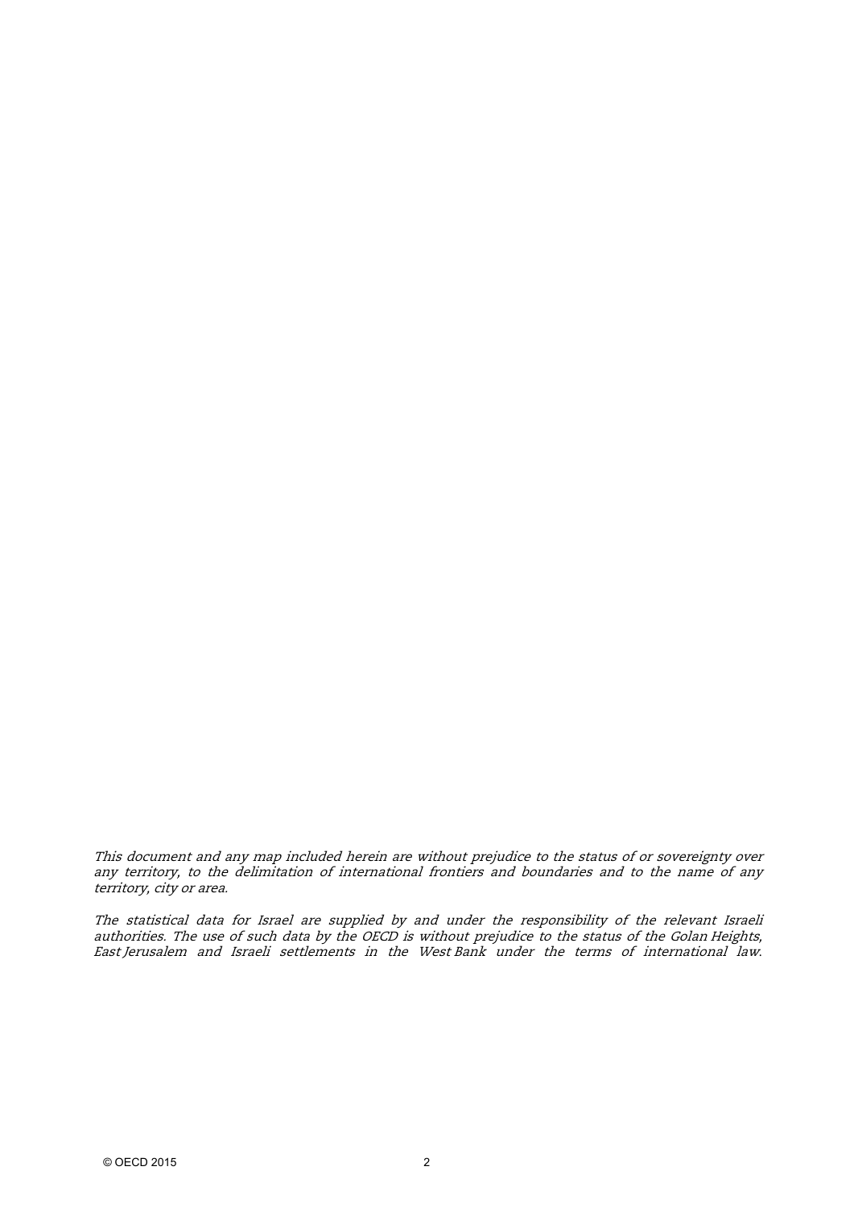*This document and any map included herein are without prejudice to the status of or sovereignty over any territory, to the delimitation of international frontiers and boundaries and to the name of any territory, city or area.*

*The statistical data for Israel are supplied by and under the responsibility of the relevant Israeli authorities. The use of such data by the OECD is without prejudice to the status of the Golan Heights, East Jerusalem and Israeli settlements in the West Bank under the terms of international law.*

© OECD 2015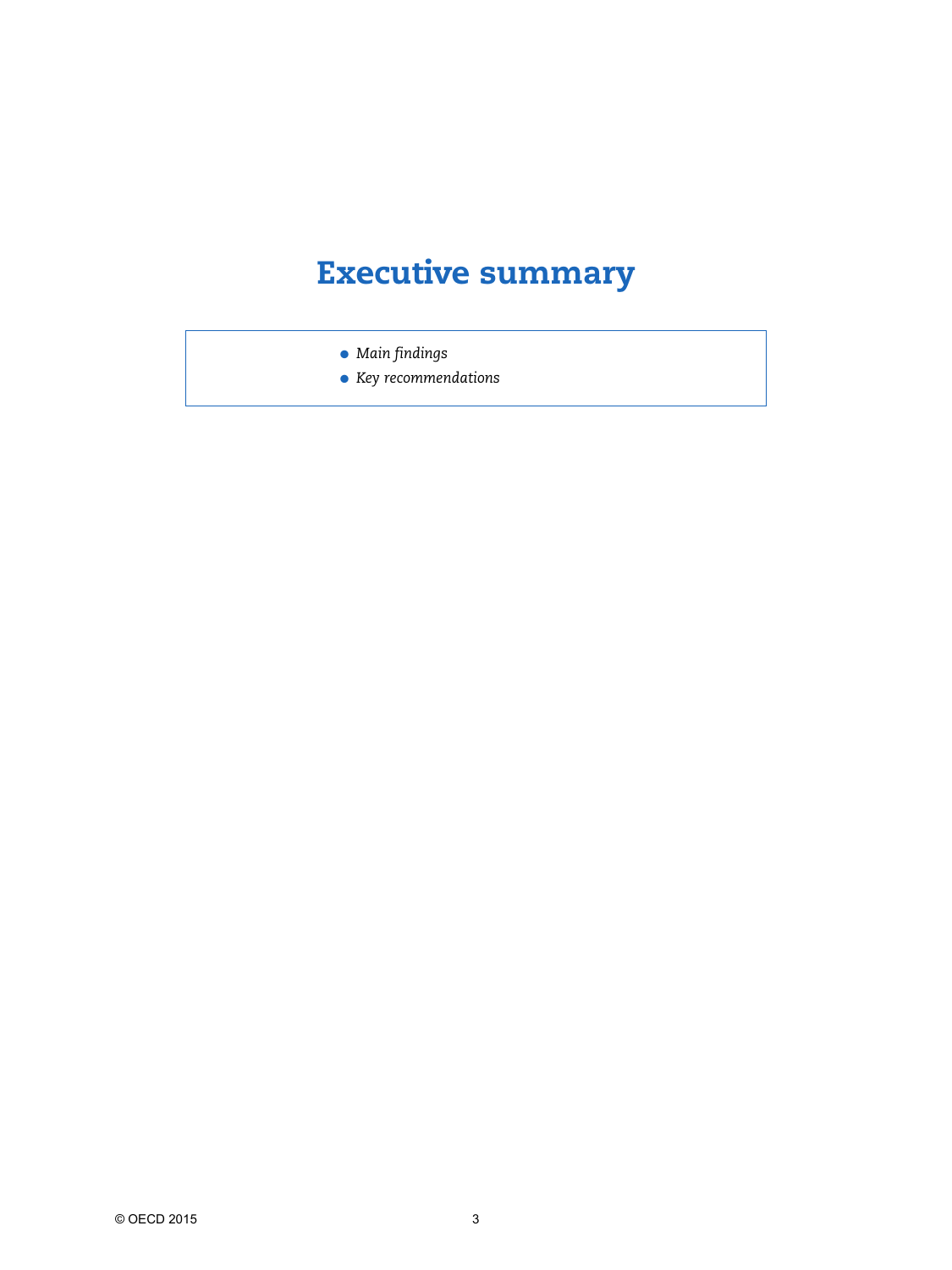# Executive summary

- *Main findings*
- *Key recommendations*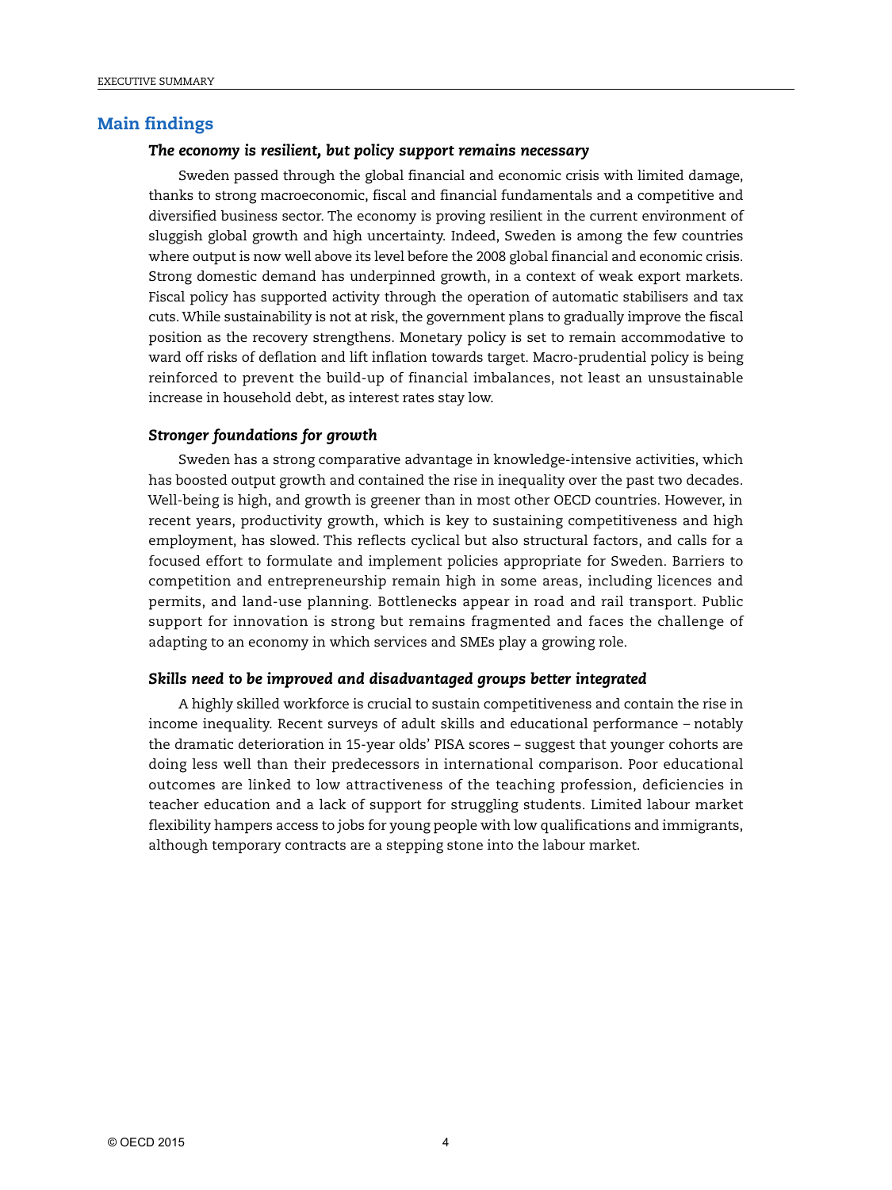## Main findings

### *The economy is resilient, but policy support remains necessary*

Sweden passed through the global financial and economic crisis with limited damage, thanks to strong macroeconomic, fiscal and financial fundamentals and a competitive and diversified business sector. The economy is proving resilient in the current environment of sluggish global growth and high uncertainty. Indeed, Sweden is among the few countries where output is now well above its level before the 2008 global financial and economic crisis. Strong domestic demand has underpinned growth, in a context of weak export markets. Fiscal policy has supported activity through the operation of automatic stabilisers and tax cuts. While sustainability is not at risk, the government plans to gradually improve the fiscal position as the recovery strengthens. Monetary policy is set to remain accommodative to ward off risks of deflation and lift inflation towards target. Macro-prudential policy is being reinforced to prevent the build-up of financial imbalances, not least an unsustainable increase in household debt, as interest rates stay low.

### *Stronger foundations for growth*

Sweden has a strong comparative advantage in knowledge-intensive activities, which has boosted output growth and contained the rise in inequality over the past two decades. Well-being is high, and growth is greener than in most other OECD countries. However, in recent years, productivity growth, which is key to sustaining competitiveness and high employment, has slowed. This reflects cyclical but also structural factors, and calls for a focused effort to formulate and implement policies appropriate for Sweden. Barriers to competition and entrepreneurship remain high in some areas, including licences and permits, and land-use planning. Bottlenecks appear in road and rail transport. Public support for innovation is strong but remains fragmented and faces the challenge of adapting to an economy in which services and SMEs play a growing role.

### *Skills need to be improved and disadvantaged groups better integrated*

A highly skilled workforce is crucial to sustain competitiveness and contain the rise in income inequality. Recent surveys of adult skills and educational performance – notably the dramatic deterioration in 15-year olds' PISA scores – suggest that younger cohorts are doing less well than their predecessors in international comparison. Poor educational outcomes are linked to low attractiveness of the teaching profession, deficiencies in teacher education and a lack of support for struggling students. Limited labour market flexibility hampers access to jobs for young people with low qualifications and immigrants, although temporary contracts are a stepping stone into the labour market.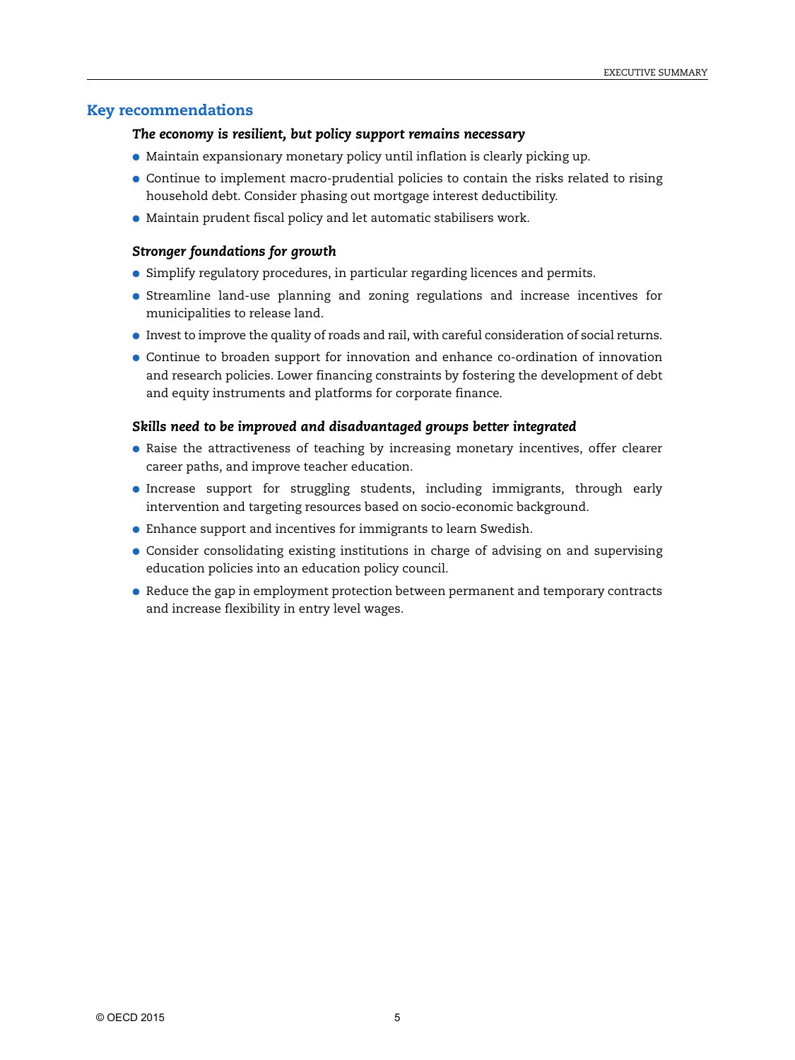## Key recommendations

***The economy is resilient, but policy support remains necessary***

- Maintain expansionary monetary policy until inflation is clearly picking up.
- Continue to implement macro-prudential policies to contain the risks related to rising household debt. Consider phasing out mortgage interest deductibility.
- Maintain prudent fiscal policy and let automatic stabilisers work.

***Stronger foundations for growth***

- Simplify regulatory procedures, in particular regarding licences and permits.
- Streamline land-use planning and zoning regulations and increase incentives for municipalities to release land.
- Invest to improve the quality of roads and rail, with careful consideration of social returns.
- Continue to broaden support for innovation and enhance co-ordination of innovation and research policies. Lower financing constraints by fostering the development of debt and equity instruments and platforms for corporate finance.

***Skills need to be improved and disadvantaged groups better integrated***

- Raise the attractiveness of teaching by increasing monetary incentives, offer clearer career paths, and improve teacher education.
- Increase support for struggling students, including immigrants, through early intervention and targeting resources based on socio-economic background.
- Enhance support and incentives for immigrants to learn Swedish.
- Consider consolidating existing institutions in charge of advising on and supervising education policies into an education policy council.
- Reduce the gap in employment protection between permanent and temporary contracts and increase flexibility in entry level wages.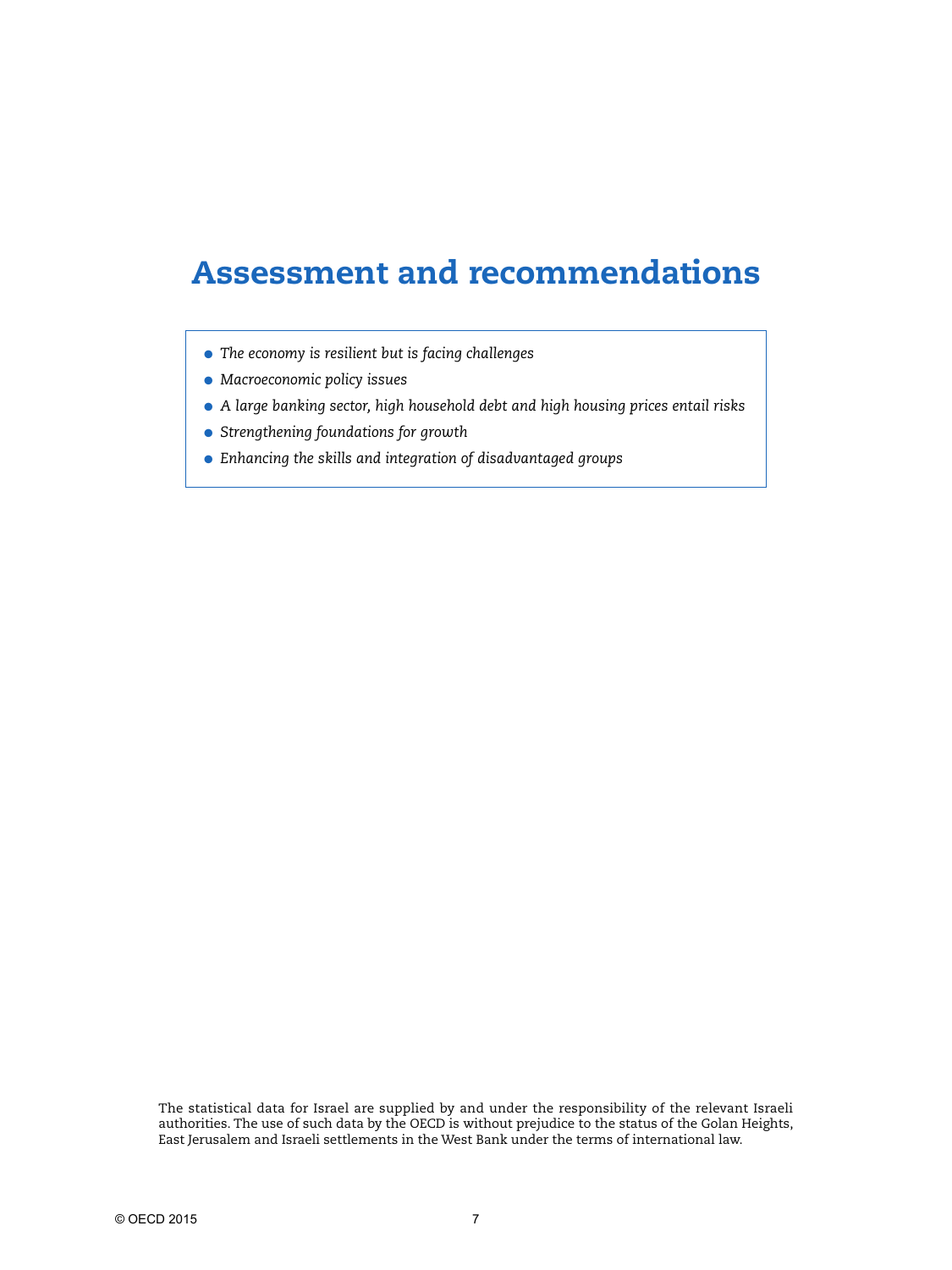# Assessment and recommendations

- *The economy is resilient but is facing challenges*
- *Macroeconomic policy issues*
- *A large banking sector, high household debt and high housing prices entail risks*
- *Strengthening foundations for growth*
- *Enhancing the skills and integration of disadvantaged groups*

The statistical data for Israel are supplied by and under the responsibility of the relevant Israeli authorities. The use of such data by the OECD is without prejudice to the status of the Golan Heights, East Jerusalem and Israeli settlements in the West Bank under the terms of international law.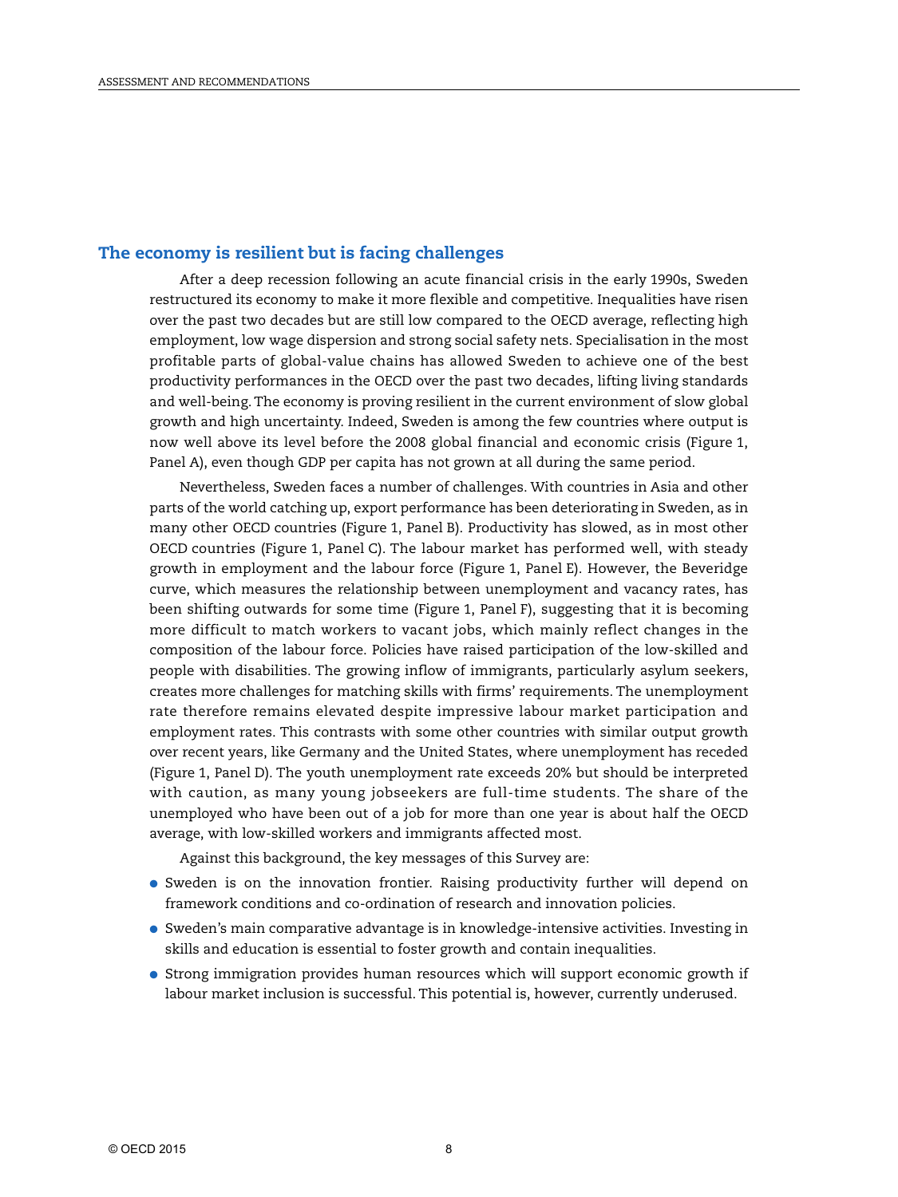## The economy is resilient but is facing challenges

After a deep recession following an acute financial crisis in the early 1990s, Sweden restructured its economy to make it more flexible and competitive. Inequalities have risen over the past two decades but are still low compared to the OECD average, reflecting high employment, low wage dispersion and strong social safety nets. Specialisation in the most profitable parts of global-value chains has allowed Sweden to achieve one of the best productivity performances in the OECD over the past two decades, lifting living standards and well-being. The economy is proving resilient in the current environment of slow global growth and high uncertainty. Indeed, Sweden is among the few countries where output is now well above its level before the 2008 global financial and economic crisis (Figure 1, Panel A), even though GDP per capita has not grown at all during the same period.

Nevertheless, Sweden faces a number of challenges. With countries in Asia and other parts of the world catching up, export performance has been deteriorating in Sweden, as in many other OECD countries (Figure 1, Panel B). Productivity has slowed, as in most other OECD countries (Figure 1, Panel C). The labour market has performed well, with steady growth in employment and the labour force (Figure 1, Panel E). However, the Beveridge curve, which measures the relationship between unemployment and vacancy rates, has been shifting outwards for some time (Figure 1, Panel F), suggesting that it is becoming more difficult to match workers to vacant jobs, which mainly reflect changes in the composition of the labour force. Policies have raised participation of the low-skilled and people with disabilities. The growing inflow of immigrants, particularly asylum seekers, creates more challenges for matching skills with firms' requirements. The unemployment rate therefore remains elevated despite impressive labour market participation and employment rates. This contrasts with some other countries with similar output growth over recent years, like Germany and the United States, where unemployment has receded (Figure 1, Panel D). The youth unemployment rate exceeds 20% but should be interpreted with caution, as many young jobseekers are full-time students. The share of the unemployed who have been out of a job for more than one year is about half the OECD average, with low-skilled workers and immigrants affected most.

Against this background, the key messages of this Survey are:

- Sweden is on the innovation frontier. Raising productivity further will depend on framework conditions and co-ordination of research and innovation policies.
- Sweden's main comparative advantage is in knowledge-intensive activities. Investing in skills and education is essential to foster growth and contain inequalities.
- Strong immigration provides human resources which will support economic growth if labour market inclusion is successful. This potential is, however, currently underused.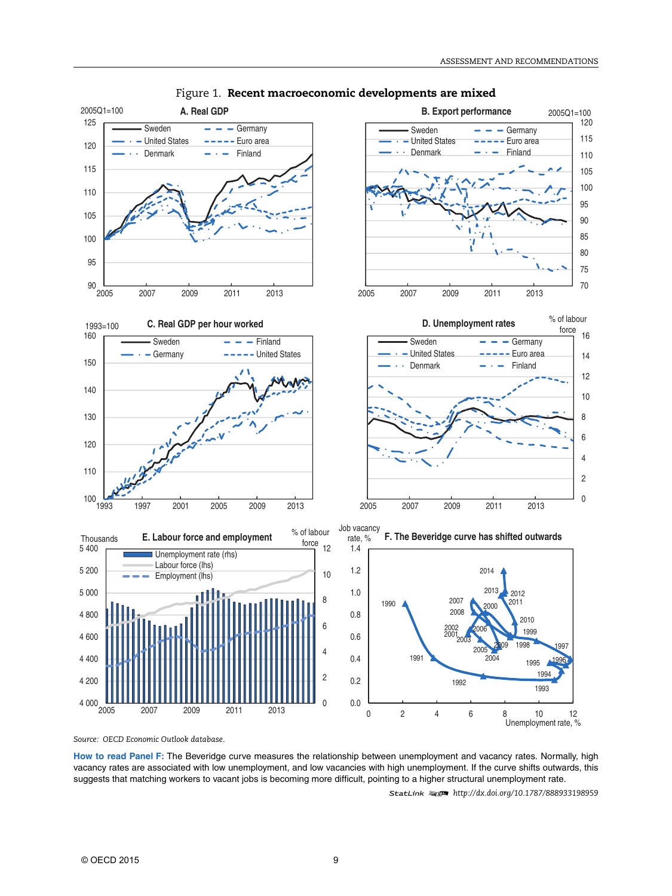Figure 1. **Recent macroeconomic developments are mixed**

Source: OECD Economic Outlook database.

**How to read Panel F:** The Beveridge curve measures the relationship between unemployment and vacancy rates. Normally, high vacancy rates are associated with low unemployment, and low vacancies with high unemployment. If the curve shifts outwards, this suggests that matching workers to vacant jobs is becoming more difficult, pointing to a higher structural unemployment rate.

StatLink http://dx.doi.org/10.1787/888933198959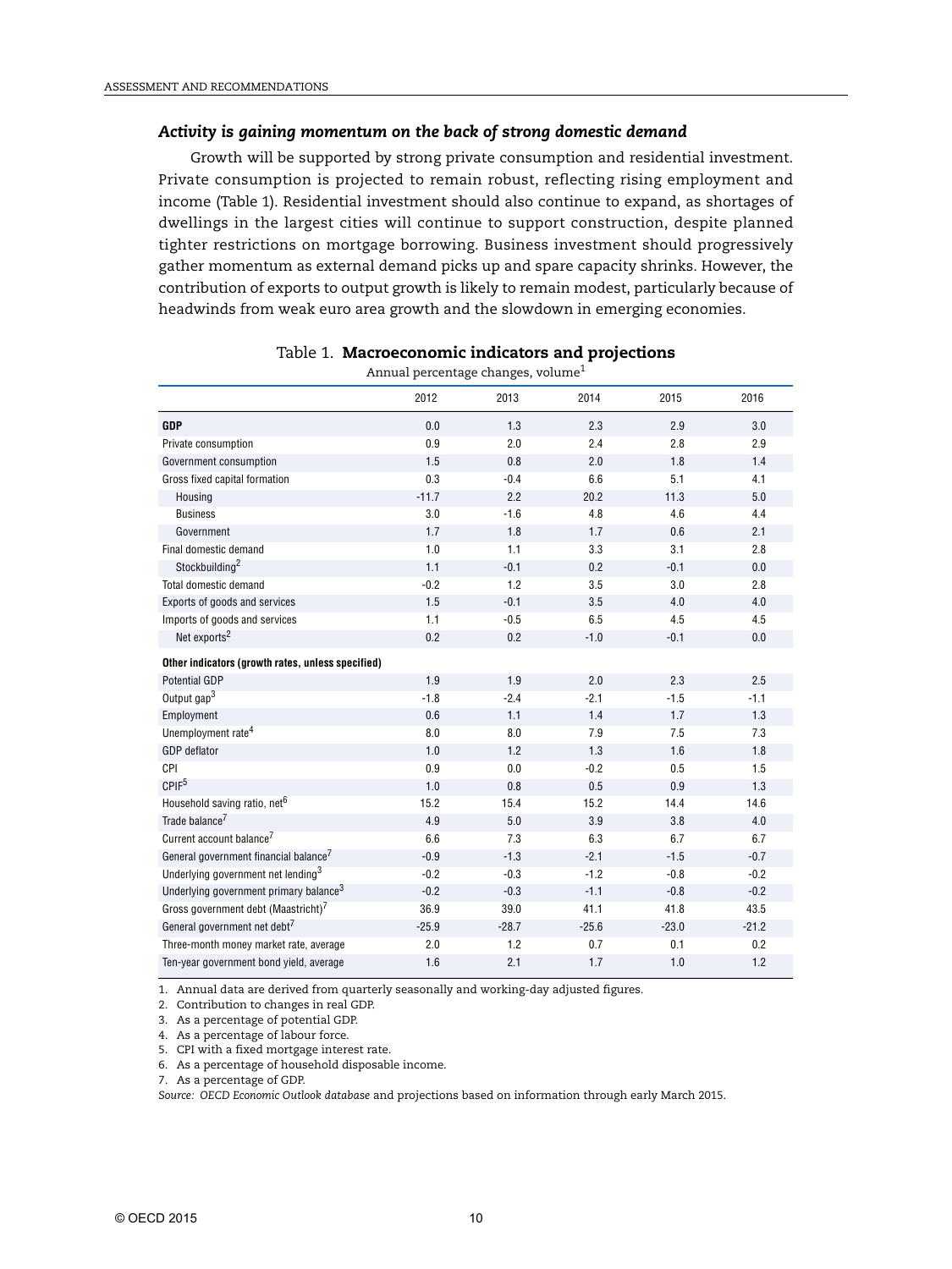### *Activity is gaining momentum on the back of strong domestic demand*

Growth will be supported by strong private consumption and residential investment. Private consumption is projected to remain robust, reflecting rising employment and income (Table 1). Residential investment should also continue to expand, as shortages of dwellings in the largest cities will continue to support construction, despite planned tighter restrictions on mortgage borrowing. Business investment should progressively gather momentum as external demand picks up and spare capacity shrinks. However, the contribution of exports to output growth is likely to remain modest, particularly because of headwinds from weak euro area growth and the slowdown in emerging economies.

Table 1. **Macroeconomic indicators and projections**

Annual percentage changes, volume[1]

| | 2012 | 2013 | 2014 | 2015 | 2016 |
|---|---|---|---|---|---|
| **GDP** | 0.0 | 1.3 | 2.3 | 2.9 | 3.0 |
| Private consumption | 0.9 | 2.0 | 2.4 | 2.8 | 2.9 |
| Government consumption | 1.5 | 0.8 | 2.0 | 1.8 | 1.4 |
| Gross fixed capital formation | 0.3 | -0.4 | 6.6 | 5.1 | 4.1 |
| Housing | -11.7 | 2.2 | 20.2 | 11.3 | 5.0 |
| Business | 3.0 | -1.6 | 4.8 | 4.6 | 4.4 |
| Government | 1.7 | 1.8 | 1.7 | 0.6 | 2.1 |
| Final domestic demand | 1.0 | 1.1 | 3.3 | 3.1 | 2.8 |
| Stockbuilding[2] | 1.1 | -0.1 | 0.2 | -0.1 | 0.0 |
| Total domestic demand | -0.2 | 1.2 | 3.5 | 3.0 | 2.8 |
| Exports of goods and services | 1.5 | -0.1 | 3.5 | 4.0 | 4.0 |
| Imports of goods and services | 1.1 | -0.5 | 6.5 | 4.5 | 4.5 |
| Net exports[2] | 0.2 | 0.2 | -1.0 | -0.1 | 0.0 |
| **Other indicators (growth rates, unless specified)** | | | | | |
| Potential GDP | 1.9 | 1.9 | 2.0 | 2.3 | 2.5 |
| Output gap[3] | -1.8 | -2.4 | -2.1 | -1.5 | -1.1 |
| Employment | 0.6 | 1.1 | 1.4 | 1.7 | 1.3 |
| Unemployment rate[4] | 8.0 | 8.0 | 7.9 | 7.5 | 7.3 |
| GDP deflator | 1.0 | 1.2 | 1.3 | 1.6 | 1.8 |
| CPI | 0.9 | 0.0 | -0.2 | 0.5 | 1.5 |
| CPIF[5] | 1.0 | 0.8 | 0.5 | 0.9 | 1.3 |
| Household saving ratio, net[6] | 15.2 | 15.4 | 15.2 | 14.4 | 14.6 |
| Trade balance[7] | 4.9 | 5.0 | 3.9 | 3.8 | 4.0 |
| Current account balance[7] | 6.6 | 7.3 | 6.3 | 6.7 | 6.7 |
| General government financial balance[7] | -0.9 | -1.3 | -2.1 | -1.5 | -0.7 |
| Underlying government net lending[3] | -0.2 | -0.3 | -1.2 | -0.8 | -0.2 |
| Underlying government primary balance[3] | -0.2 | -0.3 | -1.1 | -0.8 | -0.2 |
| Gross government debt (Maastricht)[7] | 36.9 | 39.0 | 41.1 | 41.8 | 43.5 |
| General government net debt[7] | -25.9 | -28.7 | -25.6 | -23.0 | -21.2 |
| Three-month money market rate, average | 2.0 | 1.2 | 0.7 | 0.1 | 0.2 |
| Ten-year government bond yield, average | 1.6 | 2.1 | 1.7 | 1.0 | 1.2 |

1. Annual data are derived from quarterly seasonally and working-day adjusted figures.
2. Contribution to changes in real GDP.
3. As a percentage of potential GDP.
4. As a percentage of labour force.
5. CPI with a fixed mortgage interest rate.
6. As a percentage of household disposable income.
7. As a percentage of GDP.

*Source: OECD Economic Outlook database* and projections based on information through early March 2015.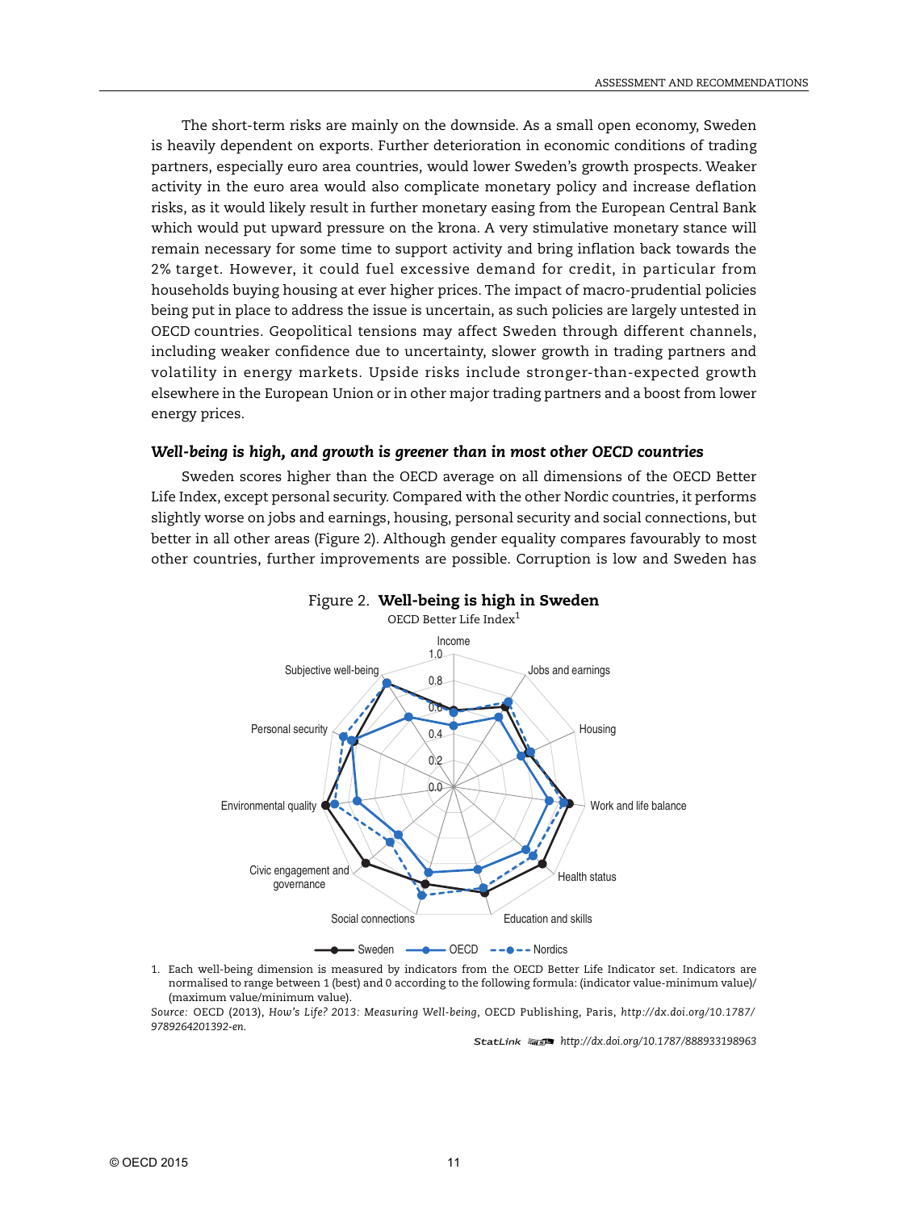The short-term risks are mainly on the downside. As a small open economy, Sweden is heavily dependent on exports. Further deterioration in economic conditions of trading partners, especially euro area countries, would lower Sweden's growth prospects. Weaker activity in the euro area would also complicate monetary policy and increase deflation risks, as it would likely result in further monetary easing from the European Central Bank which would put upward pressure on the krona. A very stimulative monetary stance will remain necessary for some time to support activity and bring inflation back towards the 2% target. However, it could fuel excessive demand for credit, in particular from households buying housing at ever higher prices. The impact of macro-prudential policies being put in place to address the issue is uncertain, as such policies are largely untested in OECD countries. Geopolitical tensions may affect Sweden through different channels, including weaker confidence due to uncertainty, slower growth in trading partners and volatility in energy markets. Upside risks include stronger-than-expected growth elsewhere in the European Union or in other major trading partners and a boost from lower energy prices.

### *Well-being is high, and growth is greener than in most other OECD countries*

Sweden scores higher than the OECD average on all dimensions of the OECD Better Life Index, except personal security. Compared with the other Nordic countries, it performs slightly worse on jobs and earnings, housing, personal security and social connections, but better in all other areas (Figure 2). Although gender equality compares favourably to most other countries, further improvements are possible. Corruption is low and Sweden has

Figure 2. **Well-being is high in Sweden**

OECD Better Life Index[1]

1. Each well-being dimension is measured by indicators from the OECD Better Life Indicator set. Indicators are normalised to range between 1 (best) and 0 according to the following formula: (indicator value-minimum value)/(maximum value/minimum value).

*Source:* OECD (2013), *How's Life? 2013: Measuring Well-being*, OECD Publishing, Paris, *http://dx.doi.org/10.1787/9789264201392-en.*

StatLink http://dx.doi.org/10.1787/888933198963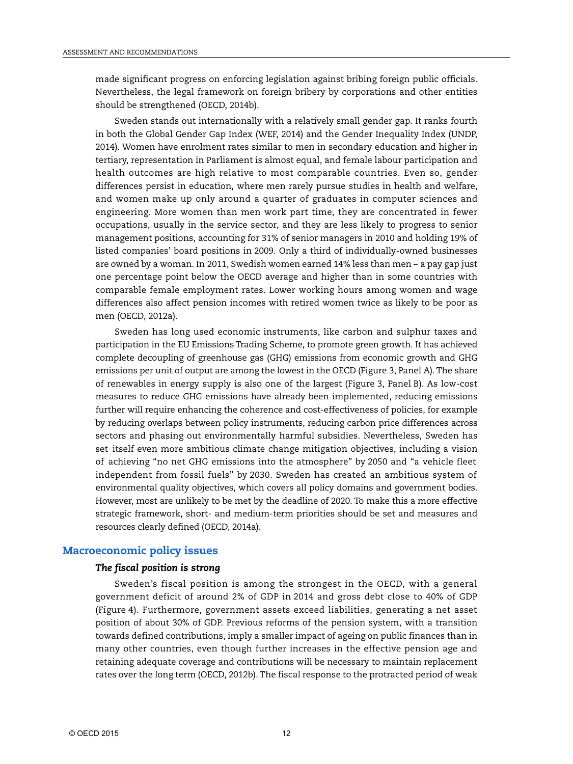made significant progress on enforcing legislation against bribing foreign public officials. Nevertheless, the legal framework on foreign bribery by corporations and other entities should be strengthened (OECD, 2014b).

Sweden stands out internationally with a relatively small gender gap. It ranks fourth in both the Global Gender Gap Index (WEF, 2014) and the Gender Inequality Index (UNDP, 2014). Women have enrolment rates similar to men in secondary education and higher in tertiary, representation in Parliament is almost equal, and female labour participation and health outcomes are high relative to most comparable countries. Even so, gender differences persist in education, where men rarely pursue studies in health and welfare, and women make up only around a quarter of graduates in computer sciences and engineering. More women than men work part time, they are concentrated in fewer occupations, usually in the service sector, and they are less likely to progress to senior management positions, accounting for 31% of senior managers in 2010 and holding 19% of listed companies' board positions in 2009. Only a third of individually-owned businesses are owned by a woman. In 2011, Swedish women earned 14% less than men – a pay gap just one percentage point below the OECD average and higher than in some countries with comparable female employment rates. Lower working hours among women and wage differences also affect pension incomes with retired women twice as likely to be poor as men (OECD, 2012a).

Sweden has long used economic instruments, like carbon and sulphur taxes and participation in the EU Emissions Trading Scheme, to promote green growth. It has achieved complete decoupling of greenhouse gas (GHG) emissions from economic growth and GHG emissions per unit of output are among the lowest in the OECD (Figure 3, Panel A). The share of renewables in energy supply is also one of the largest (Figure 3, Panel B). As low-cost measures to reduce GHG emissions have already been implemented, reducing emissions further will require enhancing the coherence and cost-effectiveness of policies, for example by reducing overlaps between policy instruments, reducing carbon price differences across sectors and phasing out environmentally harmful subsidies. Nevertheless, Sweden has set itself even more ambitious climate change mitigation objectives, including a vision of achieving "no net GHG emissions into the atmosphere" by 2050 and "a vehicle fleet independent from fossil fuels" by 2030. Sweden has created an ambitious system of environmental quality objectives, which covers all policy domains and government bodies. However, most are unlikely to be met by the deadline of 2020. To make this a more effective strategic framework, short- and medium-term priorities should be set and measures and resources clearly defined (OECD, 2014a).

## Macroeconomic policy issues

### *The fiscal position is strong*

Sweden's fiscal position is among the strongest in the OECD, with a general government deficit of around 2% of GDP in 2014 and gross debt close to 40% of GDP (Figure 4). Furthermore, government assets exceed liabilities, generating a net asset position of about 30% of GDP. Previous reforms of the pension system, with a transition towards defined contributions, imply a smaller impact of ageing on public finances than in many other countries, even though further increases in the effective pension age and retaining adequate coverage and contributions will be necessary to maintain replacement rates over the long term (OECD, 2012b). The fiscal response to the protracted period of weak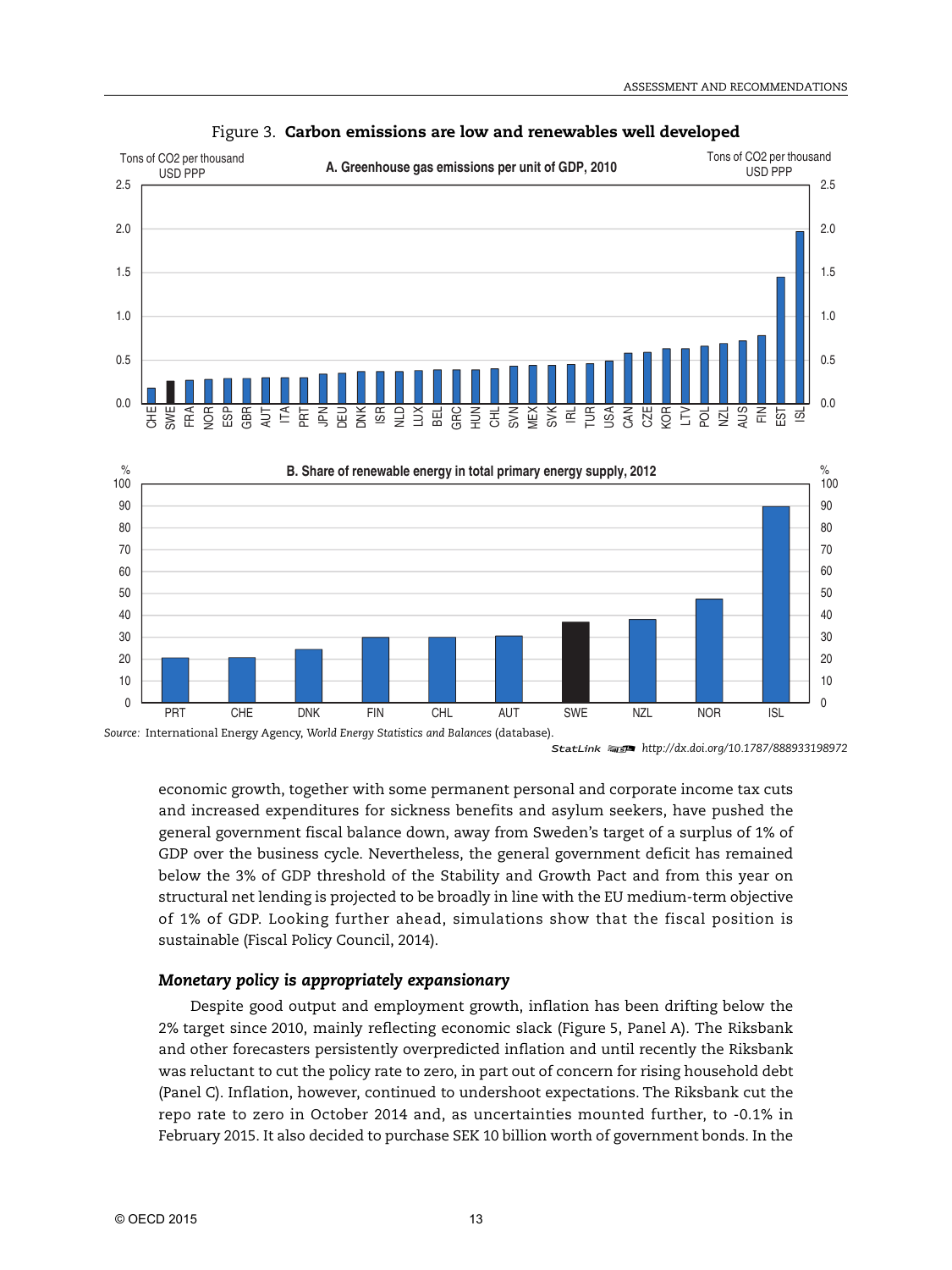Figure 3. **Carbon emissions are low and renewables well developed**

A. Greenhouse gas emissions per unit of GDP, 2010

B. Share of renewable energy in total primary energy supply, 2012

*Source:* International Energy Agency, *World Energy Statistics and Balances* (database).

StatLink http://dx.doi.org/10.1787/888933198972

economic growth, together with some permanent personal and corporate income tax cuts and increased expenditures for sickness benefits and asylum seekers, have pushed the general government fiscal balance down, away from Sweden's target of a surplus of 1% of GDP over the business cycle. Nevertheless, the general government deficit has remained below the 3% of GDP threshold of the Stability and Growth Pact and from this year on structural net lending is projected to be broadly in line with the EU medium-term objective of 1% of GDP. Looking further ahead, simulations show that the fiscal position is sustainable (Fiscal Policy Council, 2014).

### *Monetary policy is appropriately expansionary*

Despite good output and employment growth, inflation has been drifting below the 2% target since 2010, mainly reflecting economic slack (Figure 5, Panel A). The Riksbank and other forecasters persistently overpredicted inflation and until recently the Riksbank was reluctant to cut the policy rate to zero, in part out of concern for rising household debt (Panel C). Inflation, however, continued to undershoot expectations. The Riksbank cut the repo rate to zero in October 2014 and, as uncertainties mounted further, to -0.1% in February 2015. It also decided to purchase SEK 10 billion worth of government bonds. In the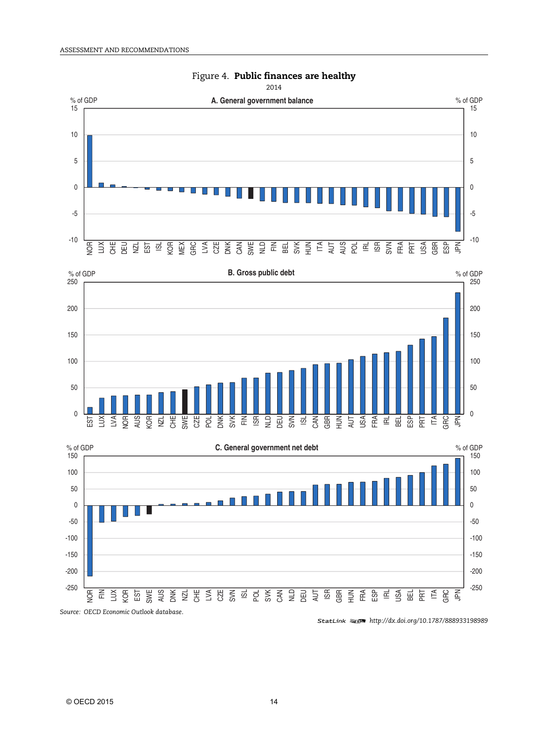Figure 4. **Public finances are healthy**

2014

A. General government balance

B. Gross public debt

C. General government net debt

*Source:* OECD Economic Outlook database.

StatLink http://dx.doi.org/10.1787/888933198989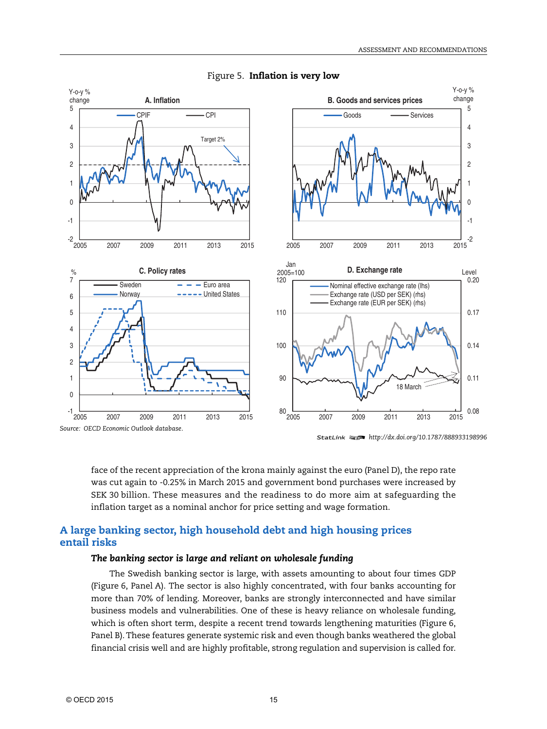Figure 5. **Inflation is very low**

Source: OECD Economic Outlook database.

StatLink http://dx.doi.org/10.1787/888933198996

face of the recent appreciation of the krona mainly against the euro (Panel D), the repo rate was cut again to -0.25% in March 2015 and government bond purchases were increased by SEK 30 billion. These measures and the readiness to do more aim at safeguarding the inflation target as a nominal anchor for price setting and wage formation.

## A large banking sector, high household debt and high housing prices entail risks

### *The banking sector is large and reliant on wholesale funding*

The Swedish banking sector is large, with assets amounting to about four times GDP (Figure 6, Panel A). The sector is also highly concentrated, with four banks accounting for more than 70% of lending. Moreover, banks are strongly interconnected and have similar business models and vulnerabilities. One of these is heavy reliance on wholesale funding, which is often short term, despite a recent trend towards lengthening maturities (Figure 6, Panel B). These features generate systemic risk and even though banks weathered the global financial crisis well and are highly profitable, strong regulation and supervision is called for.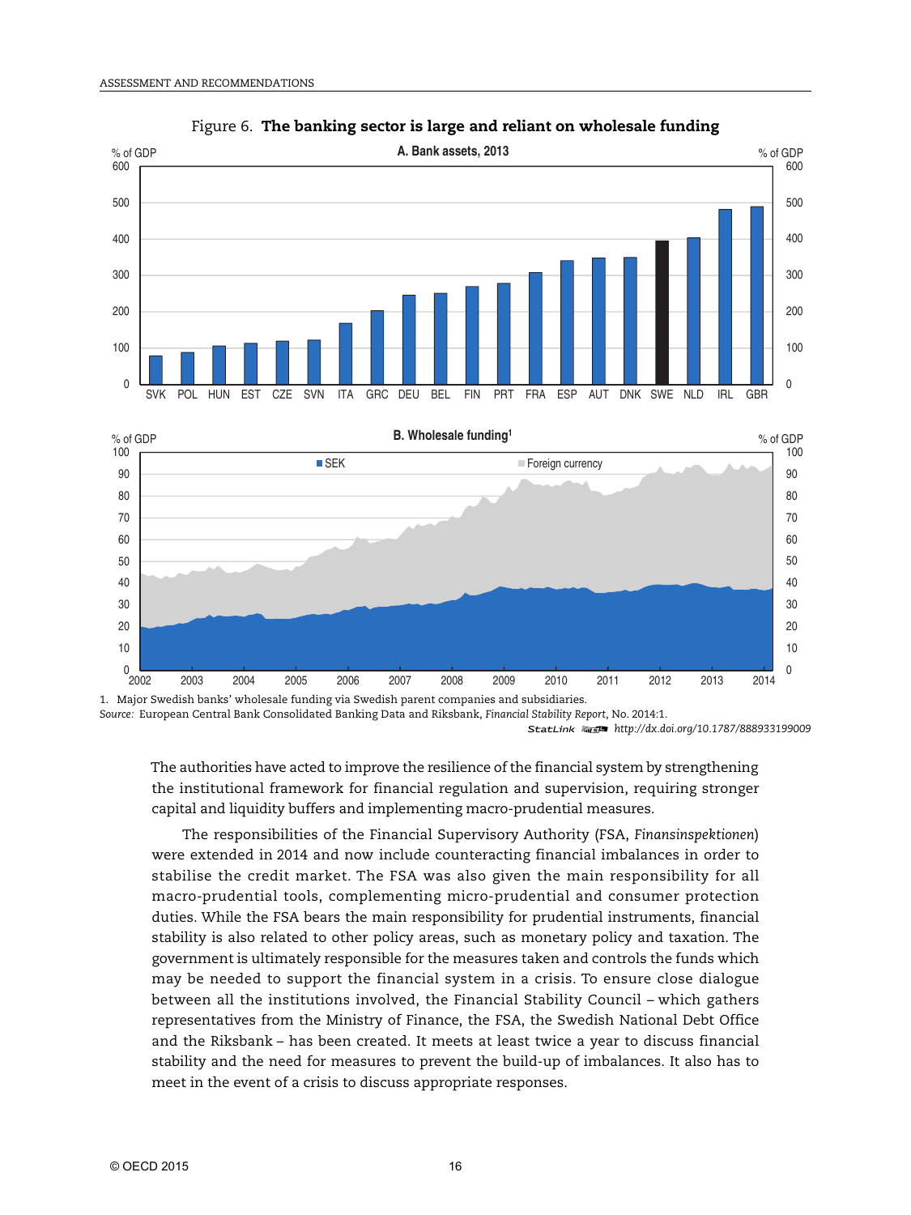Figure 6. **The banking sector is large and reliant on wholesale funding**

A. Bank assets, 2013

B. Wholesale funding[1]

1. Major Swedish banks' wholesale funding via Swedish parent companies and subsidiaries.

*Source:* European Central Bank Consolidated Banking Data and Riksbank, *Financial Stability Report*, No. 2014:1.

StatLink http://dx.doi.org/10.1787/888933199009

The authorities have acted to improve the resilience of the financial system by strengthening the institutional framework for financial regulation and supervision, requiring stronger capital and liquidity buffers and implementing macro-prudential measures.

The responsibilities of the Financial Supervisory Authority (FSA, *Finansinspektionen*) were extended in 2014 and now include counteracting financial imbalances in order to stabilise the credit market. The FSA was also given the main responsibility for all macro-prudential tools, complementing micro-prudential and consumer protection duties. While the FSA bears the main responsibility for prudential instruments, financial stability is also related to other policy areas, such as monetary policy and taxation. The government is ultimately responsible for the measures taken and controls the funds which may be needed to support the financial system in a crisis. To ensure close dialogue between all the institutions involved, the Financial Stability Council – which gathers representatives from the Ministry of Finance, the FSA, the Swedish National Debt Office and the Riksbank – has been created. It meets at least twice a year to discuss financial stability and the need for measures to prevent the build-up of imbalances. It also has to meet in the event of a crisis to discuss appropriate responses.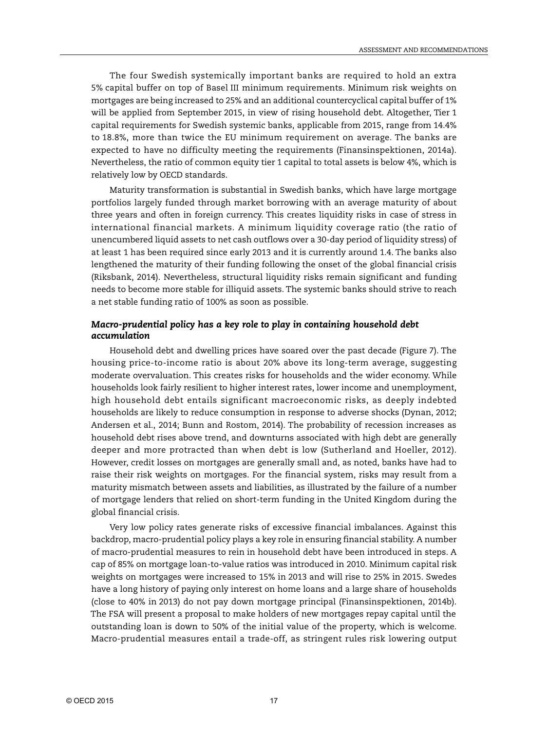The four Swedish systemically important banks are required to hold an extra 5% capital buffer on top of Basel III minimum requirements. Minimum risk weights on mortgages are being increased to 25% and an additional countercyclical capital buffer of 1% will be applied from September 2015, in view of rising household debt. Altogether, Tier 1 capital requirements for Swedish systemic banks, applicable from 2015, range from 14.4% to 18.8%, more than twice the EU minimum requirement on average. The banks are expected to have no difficulty meeting the requirements (Finansinspektionen, 2014a). Nevertheless, the ratio of common equity tier 1 capital to total assets is below 4%, which is relatively low by OECD standards.

Maturity transformation is substantial in Swedish banks, which have large mortgage portfolios largely funded through market borrowing with an average maturity of about three years and often in foreign currency. This creates liquidity risks in case of stress in international financial markets. A minimum liquidity coverage ratio (the ratio of unencumbered liquid assets to net cash outflows over a 30-day period of liquidity stress) of at least 1 has been required since early 2013 and it is currently around 1.4. The banks also lengthened the maturity of their funding following the onset of the global financial crisis (Riksbank, 2014). Nevertheless, structural liquidity risks remain significant and funding needs to become more stable for illiquid assets. The systemic banks should strive to reach a net stable funding ratio of 100% as soon as possible.

### *Macro-prudential policy has a key role to play in containing household debt accumulation*

Household debt and dwelling prices have soared over the past decade (Figure 7). The housing price-to-income ratio is about 20% above its long-term average, suggesting moderate overvaluation. This creates risks for households and the wider economy. While households look fairly resilient to higher interest rates, lower income and unemployment, high household debt entails significant macroeconomic risks, as deeply indebted households are likely to reduce consumption in response to adverse shocks (Dynan, 2012; Andersen et al., 2014; Bunn and Rostom, 2014). The probability of recession increases as household debt rises above trend, and downturns associated with high debt are generally deeper and more protracted than when debt is low (Sutherland and Hoeller, 2012). However, credit losses on mortgages are generally small and, as noted, banks have had to raise their risk weights on mortgages. For the financial system, risks may result from a maturity mismatch between assets and liabilities, as illustrated by the failure of a number of mortgage lenders that relied on short-term funding in the United Kingdom during the global financial crisis.

Very low policy rates generate risks of excessive financial imbalances. Against this backdrop, macro-prudential policy plays a key role in ensuring financial stability. A number of macro-prudential measures to rein in household debt have been introduced in steps. A cap of 85% on mortgage loan-to-value ratios was introduced in 2010. Minimum capital risk weights on mortgages were increased to 15% in 2013 and will rise to 25% in 2015. Swedes have a long history of paying only interest on home loans and a large share of households (close to 40% in 2013) do not pay down mortgage principal (Finansinspektionen, 2014b). The FSA will present a proposal to make holders of new mortgages repay capital until the outstanding loan is down to 50% of the initial value of the property, which is welcome. Macro-prudential measures entail a trade-off, as stringent rules risk lowering output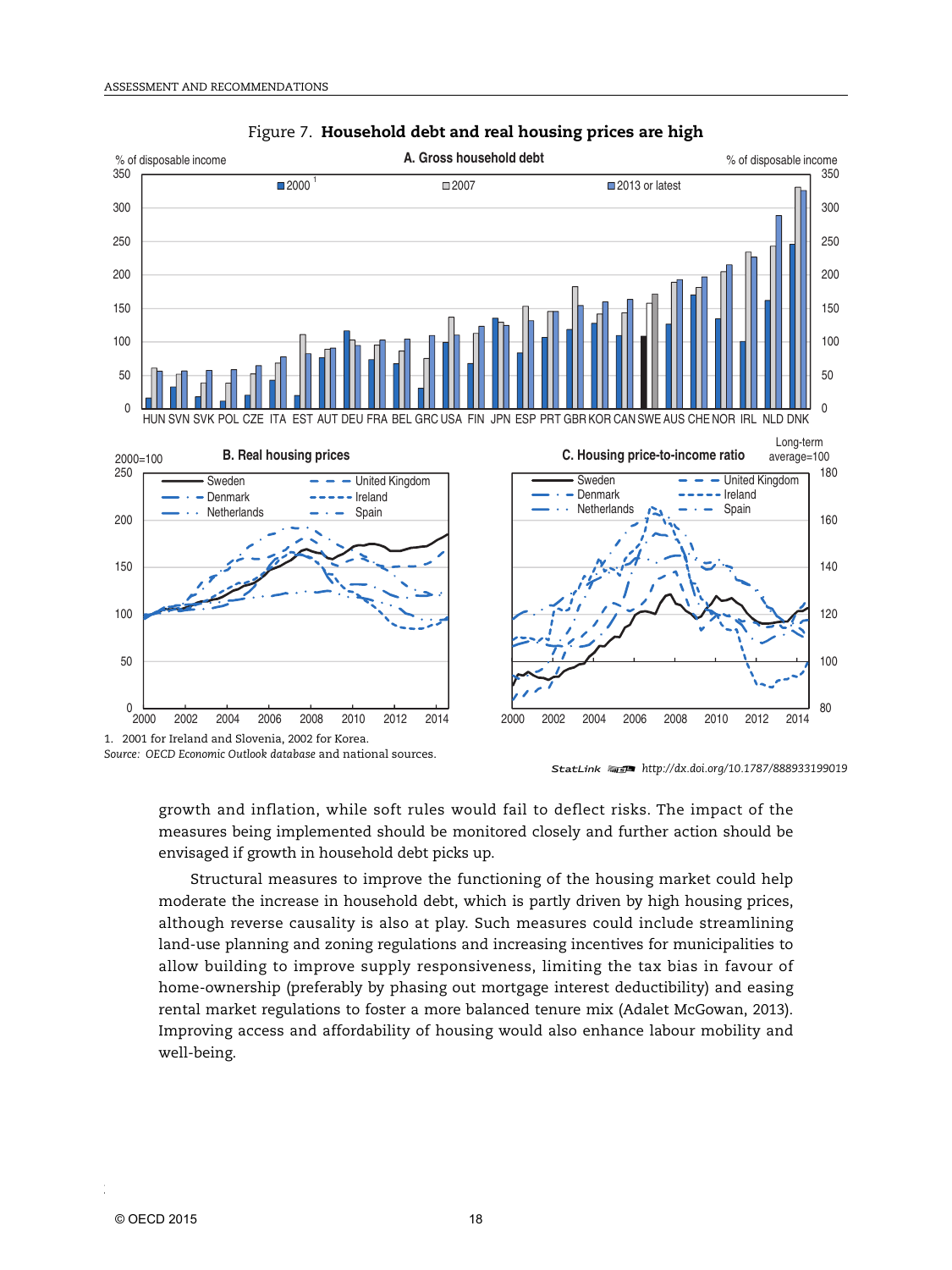Figure 7. **Household debt and real housing prices are high**

1. 2001 for Ireland and Slovenia, 2002 for Korea.

*Source:* OECD *Economic Outlook database* and national sources.

StatLink http://dx.doi.org/10.1787/888933199019

growth and inflation, while soft rules would fail to deflect risks. The impact of the measures being implemented should be monitored closely and further action should be envisaged if growth in household debt picks up.

Structural measures to improve the functioning of the housing market could help moderate the increase in household debt, which is partly driven by high housing prices, although reverse causality is also at play. Such measures could include streamlining land-use planning and zoning regulations and increasing incentives for municipalities to allow building to improve supply responsiveness, limiting the tax bias in favour of home-ownership (preferably by phasing out mortgage interest deductibility) and easing rental market regulations to foster a more balanced tenure mix (Adalet McGowan, 2013). Improving access and affordability of housing would also enhance labour mobility and well-being.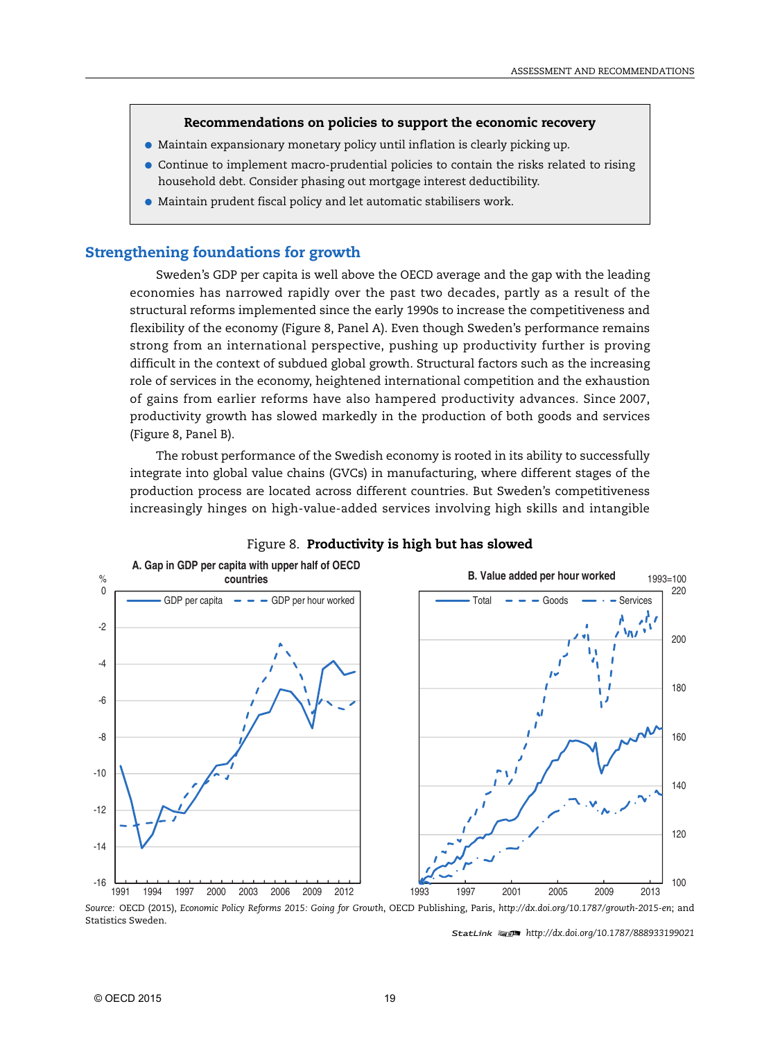> **Recommendations on policies to support the economic recovery**
>
> - Maintain expansionary monetary policy until inflation is clearly picking up.
> - Continue to implement macro-prudential policies to contain the risks related to rising household debt. Consider phasing out mortgage interest deductibility.
> - Maintain prudent fiscal policy and let automatic stabilisers work.

## Strengthening foundations for growth

Sweden's GDP per capita is well above the OECD average and the gap with the leading economies has narrowed rapidly over the past two decades, partly as a result of the structural reforms implemented since the early 1990s to increase the competitiveness and flexibility of the economy (Figure 8, Panel A). Even though Sweden's performance remains strong from an international perspective, pushing up productivity further is proving difficult in the context of subdued global growth. Structural factors such as the increasing role of services in the economy, heightened international competition and the exhaustion of gains from earlier reforms have also hampered productivity advances. Since 2007, productivity growth has slowed markedly in the production of both goods and services (Figure 8, Panel B).

The robust performance of the Swedish economy is rooted in its ability to successfully integrate into global value chains (GVCs) in manufacturing, where different stages of the production process are located across different countries. But Sweden's competitiveness increasingly hinges on high-value-added services involving high skills and intangible

Figure 8. **Productivity is high but has slowed**

A. Gap in GDP per capita with upper half of OECD countries

B. Value added per hour worked

*Source:* OECD (2015), *Economic Policy Reforms 2015: Going for Growth*, OECD Publishing, Paris, *http://dx.doi.org/10.1787/growth-2015-en*; and Statistics Sweden.

StatLink http://dx.doi.org/10.1787/888933199021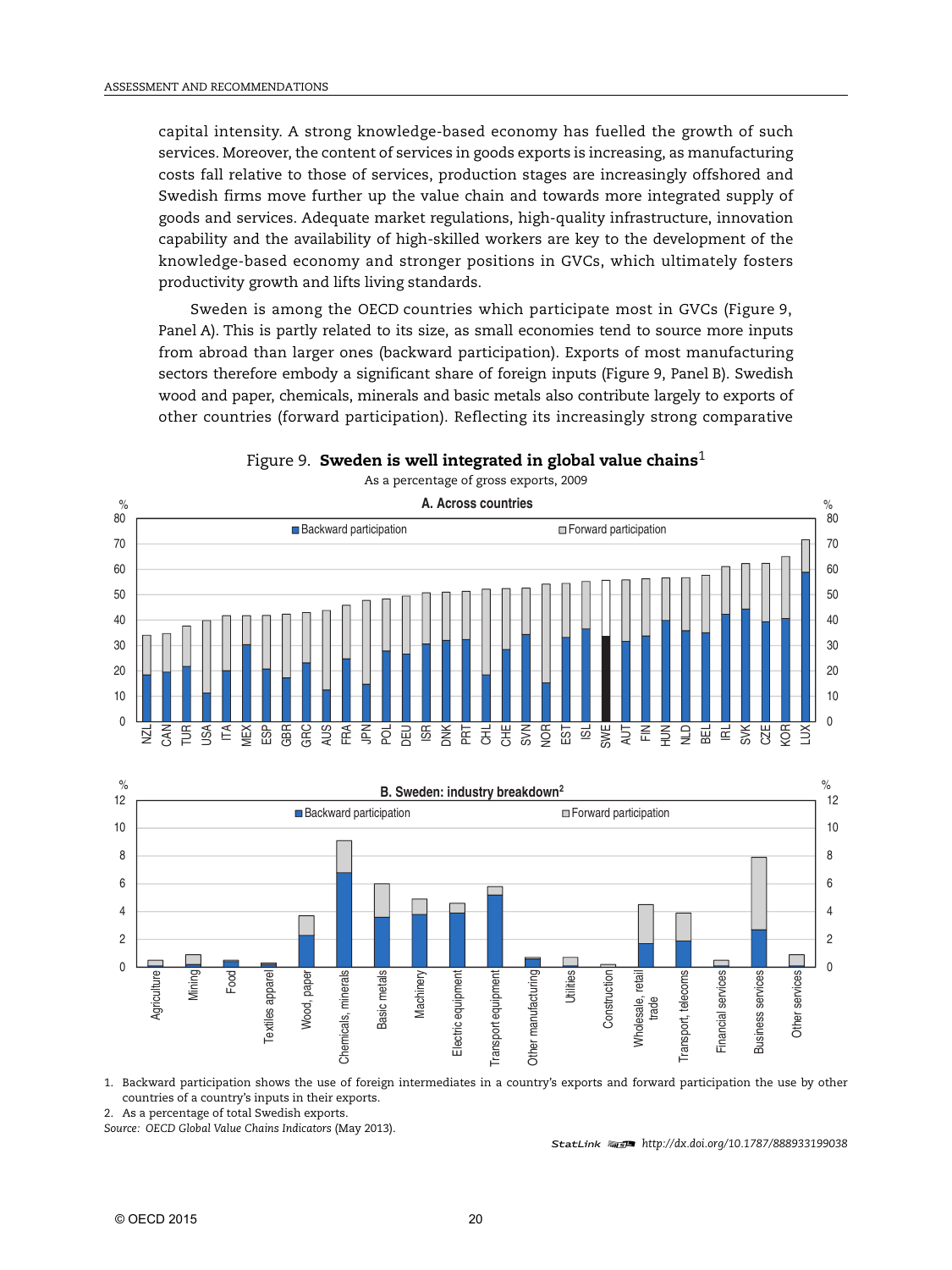capital intensity. A strong knowledge-based economy has fuelled the growth of such services. Moreover, the content of services in goods exports is increasing, as manufacturing costs fall relative to those of services, production stages are increasingly offshored and Swedish firms move further up the value chain and towards more integrated supply of goods and services. Adequate market regulations, high-quality infrastructure, innovation capability and the availability of high-skilled workers are key to the development of the knowledge-based economy and stronger positions in GVCs, which ultimately fosters productivity growth and lifts living standards.

Sweden is among the OECD countries which participate most in GVCs (Figure 9, Panel A). This is partly related to its size, as small economies tend to source more inputs from abroad than larger ones (backward participation). Exports of most manufacturing sectors therefore embody a significant share of foreign inputs (Figure 9, Panel B). Swedish wood and paper, chemicals, minerals and basic metals also contribute largely to exports of other countries (forward participation). Reflecting its increasingly strong comparative

Figure 9. **Sweden is well integrated in global value chains**[1]

As a percentage of gross exports, 2009

A. Across countries

B. Sweden: industry breakdown[2]

1. Backward participation shows the use of foreign intermediates in a country's exports and forward participation the use by other countries of a country's inputs in their exports.
2. As a percentage of total Swedish exports.

*Source:* *OECD Global Value Chains Indicators* (May 2013).

StatLink http://dx.doi.org/10.1787/888933199038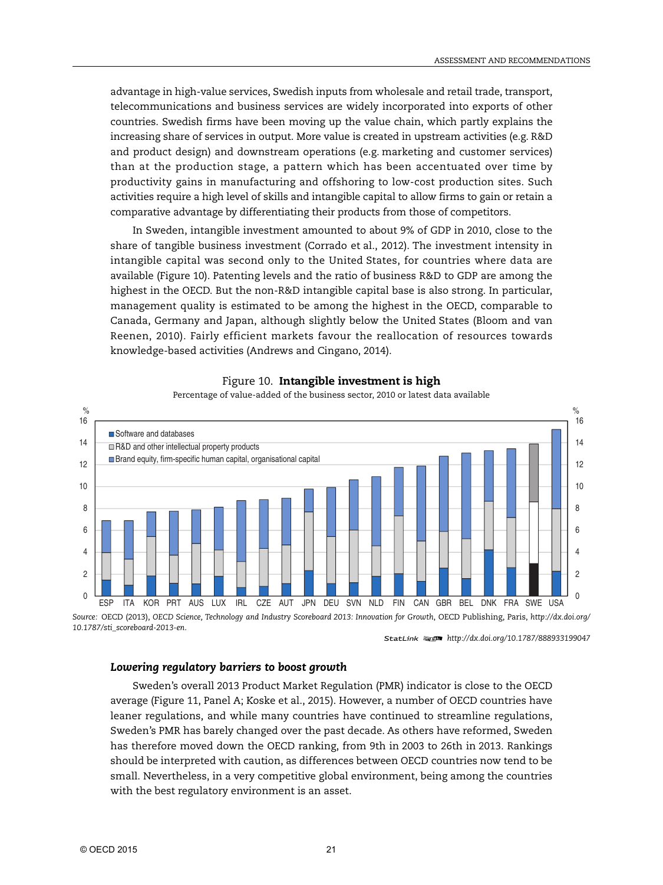advantage in high-value services, Swedish inputs from wholesale and retail trade, transport, telecommunications and business services are widely incorporated into exports of other countries. Swedish firms have been moving up the value chain, which partly explains the increasing share of services in output. More value is created in upstream activities (e.g. R&D and product design) and downstream operations (e.g. marketing and customer services) than at the production stage, a pattern which has been accentuated over time by productivity gains in manufacturing and offshoring to low-cost production sites. Such activities require a high level of skills and intangible capital to allow firms to gain or retain a comparative advantage by differentiating their products from those of competitors.

In Sweden, intangible investment amounted to about 9% of GDP in 2010, close to the share of tangible business investment (Corrado et al., 2012). The investment intensity in intangible capital was second only to the United States, for countries where data are available (Figure 10). Patenting levels and the ratio of business R&D to GDP are among the highest in the OECD. But the non-R&D intangible capital base is also strong. In particular, management quality is estimated to be among the highest in the OECD, comparable to Canada, Germany and Japan, although slightly below the United States (Bloom and van Reenen, 2010). Fairly efficient markets favour the reallocation of resources towards knowledge-based activities (Andrews and Cingano, 2014).

Figure 10. **Intangible investment is high**

Percentage of value-added of the business sector, 2010 or latest data available

*Source:* OECD (2013), *OECD Science, Technology and Industry Scoreboard 2013: Innovation for Growth*, OECD Publishing, Paris, *http://dx.doi.org/10.1787/sti_scoreboard-2013-en*.

StatLink http://dx.doi.org/10.1787/888933199047

### *Lowering regulatory barriers to boost growth*

Sweden's overall 2013 Product Market Regulation (PMR) indicator is close to the OECD average (Figure 11, Panel A; Koske et al., 2015). However, a number of OECD countries have leaner regulations, and while many countries have continued to streamline regulations, Sweden's PMR has barely changed over the past decade. As others have reformed, Sweden has therefore moved down the OECD ranking, from 9th in 2003 to 26th in 2013. Rankings should be interpreted with caution, as differences between OECD countries now tend to be small. Nevertheless, in a very competitive global environment, being among the countries with the best regulatory environment is an asset.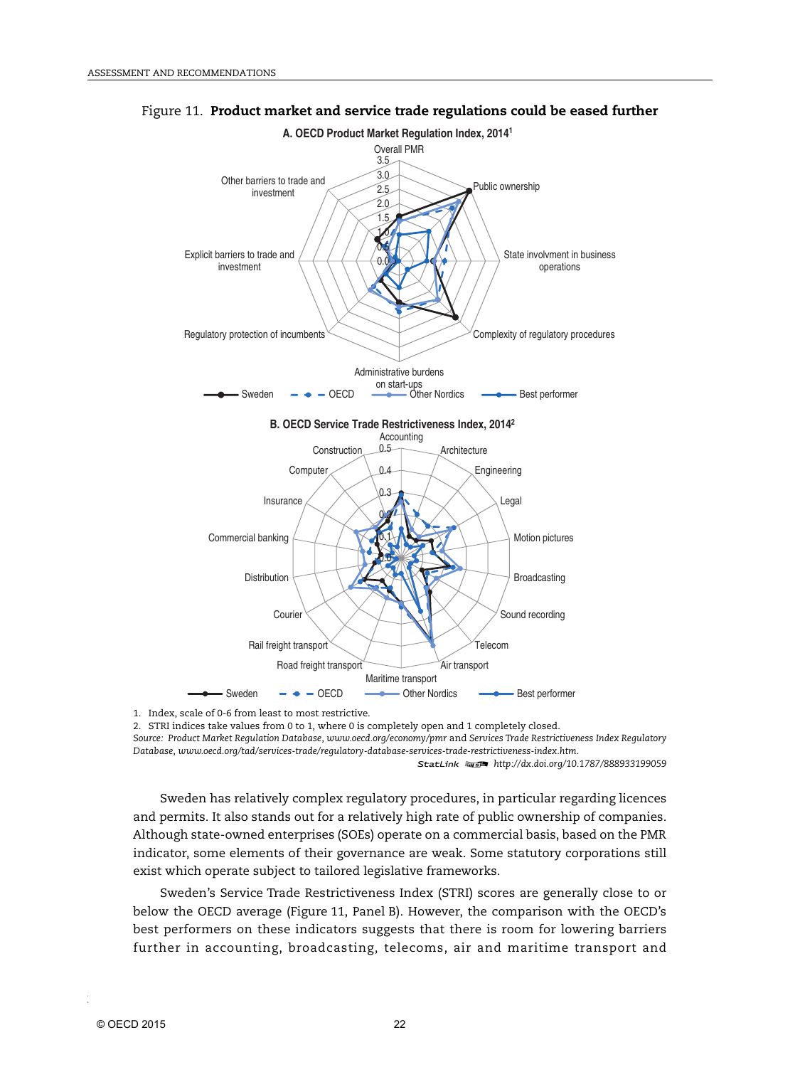Figure 11. **Product market and service trade regulations could be eased further**

**A. OECD Product Market Regulation Index, 2014[1]**

**B. OECD Service Trade Restrictiveness Index, 2014[2]**

1. Index, scale of 0-6 from least to most restrictive.
2. STRI indices take values from 0 to 1, where 0 is completely open and 1 completely closed.

*Source: Product Market Regulation Database, www.oecd.org/economy/pmr and Services Trade Restrictiveness Index Regulatory Database, www.oecd.org/tad/services-trade/regulatory-database-services-trade-restrictiveness-index.htm.*

StatLink http://dx.doi.org/10.1787/888933199059

Sweden has relatively complex regulatory procedures, in particular regarding licences and permits. It also stands out for a relatively high rate of public ownership of companies. Although state-owned enterprises (SOEs) operate on a commercial basis, based on the PMR indicator, some elements of their governance are weak. Some statutory corporations still exist which operate subject to tailored legislative frameworks.

Sweden's Service Trade Restrictiveness Index (STRI) scores are generally close to or below the OECD average (Figure 11, Panel B). However, the comparison with the OECD's best performers on these indicators suggests that there is room for lowering barriers further in accounting, broadcasting, telecoms, air and maritime transport and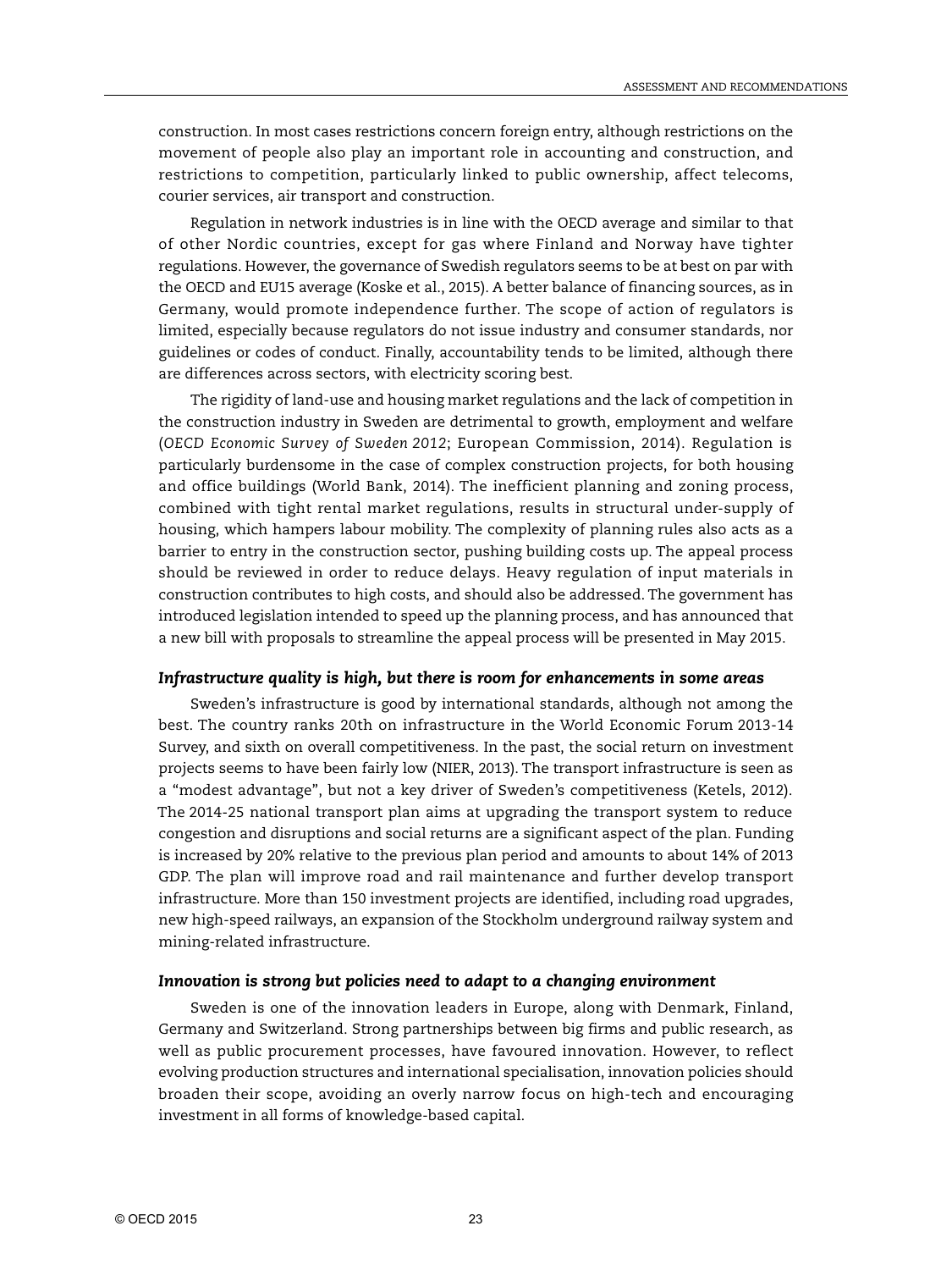construction. In most cases restrictions concern foreign entry, although restrictions on the movement of people also play an important role in accounting and construction, and restrictions to competition, particularly linked to public ownership, affect telecoms, courier services, air transport and construction.

Regulation in network industries is in line with the OECD average and similar to that of other Nordic countries, except for gas where Finland and Norway have tighter regulations. However, the governance of Swedish regulators seems to be at best on par with the OECD and EU15 average (Koske et al., 2015). A better balance of financing sources, as in Germany, would promote independence further. The scope of action of regulators is limited, especially because regulators do not issue industry and consumer standards, nor guidelines or codes of conduct. Finally, accountability tends to be limited, although there are differences across sectors, with electricity scoring best.

The rigidity of land-use and housing market regulations and the lack of competition in the construction industry in Sweden are detrimental to growth, employment and welfare (*OECD Economic Survey of Sweden 2012*; European Commission, 2014). Regulation is particularly burdensome in the case of complex construction projects, for both housing and office buildings (World Bank, 2014). The inefficient planning and zoning process, combined with tight rental market regulations, results in structural under-supply of housing, which hampers labour mobility. The complexity of planning rules also acts as a barrier to entry in the construction sector, pushing building costs up. The appeal process should be reviewed in order to reduce delays. Heavy regulation of input materials in construction contributes to high costs, and should also be addressed. The government has introduced legislation intended to speed up the planning process, and has announced that a new bill with proposals to streamline the appeal process will be presented in May 2015.

### *Infrastructure quality is high, but there is room for enhancements in some areas*

Sweden's infrastructure is good by international standards, although not among the best. The country ranks 20th on infrastructure in the World Economic Forum 2013-14 Survey, and sixth on overall competitiveness. In the past, the social return on investment projects seems to have been fairly low (NIER, 2013). The transport infrastructure is seen as a "modest advantage", but not a key driver of Sweden's competitiveness (Ketels, 2012). The 2014-25 national transport plan aims at upgrading the transport system to reduce congestion and disruptions and social returns are a significant aspect of the plan. Funding is increased by 20% relative to the previous plan period and amounts to about 14% of 2013 GDP. The plan will improve road and rail maintenance and further develop transport infrastructure. More than 150 investment projects are identified, including road upgrades, new high-speed railways, an expansion of the Stockholm underground railway system and mining-related infrastructure.

### *Innovation is strong but policies need to adapt to a changing environment*

Sweden is one of the innovation leaders in Europe, along with Denmark, Finland, Germany and Switzerland. Strong partnerships between big firms and public research, as well as public procurement processes, have favoured innovation. However, to reflect evolving production structures and international specialisation, innovation policies should broaden their scope, avoiding an overly narrow focus on high-tech and encouraging investment in all forms of knowledge-based capital.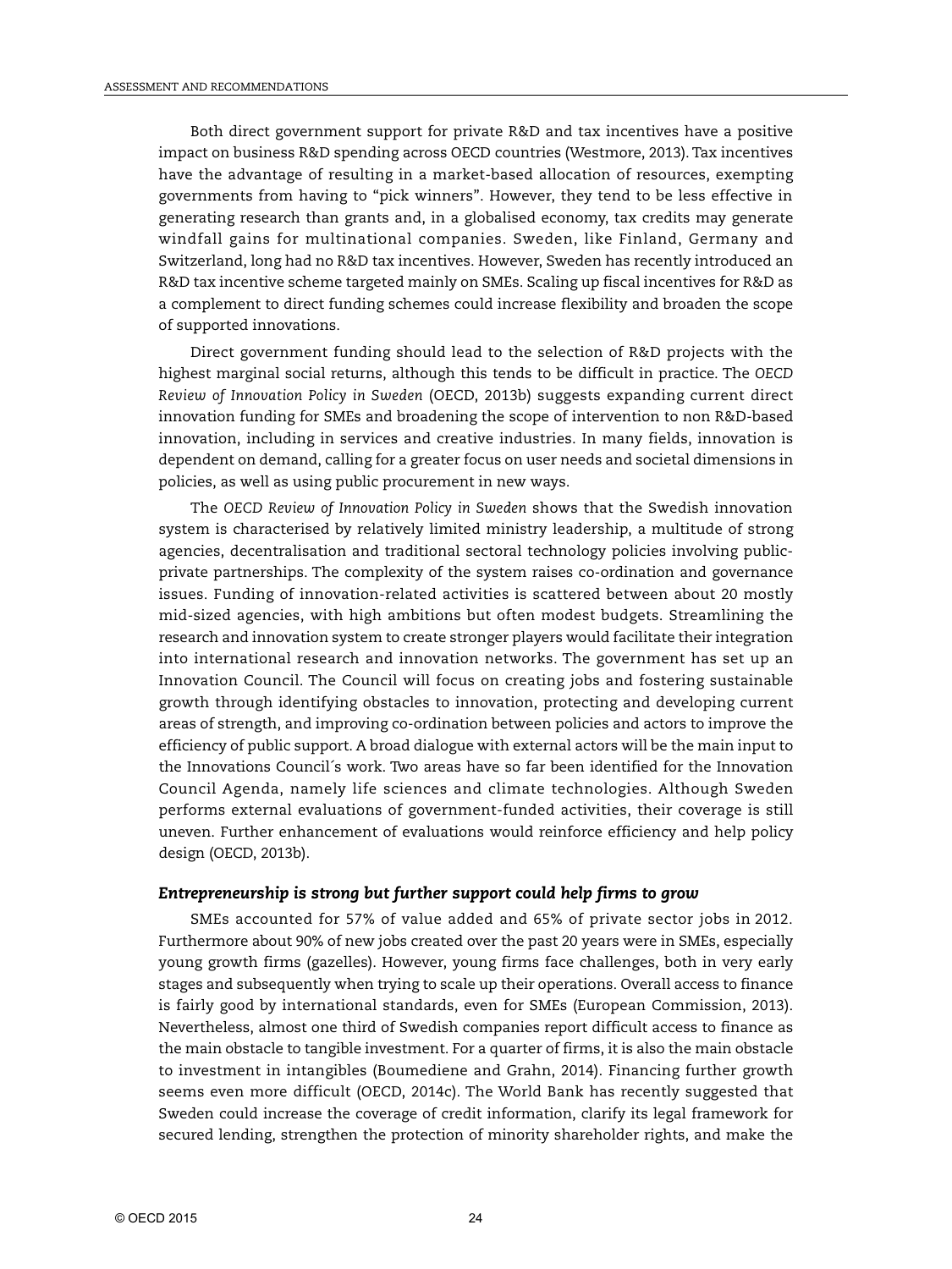Both direct government support for private R&D and tax incentives have a positive impact on business R&D spending across OECD countries (Westmore, 2013). Tax incentives have the advantage of resulting in a market-based allocation of resources, exempting governments from having to "pick winners". However, they tend to be less effective in generating research than grants and, in a globalised economy, tax credits may generate windfall gains for multinational companies. Sweden, like Finland, Germany and Switzerland, long had no R&D tax incentives. However, Sweden has recently introduced an R&D tax incentive scheme targeted mainly on SMEs. Scaling up fiscal incentives for R&D as a complement to direct funding schemes could increase flexibility and broaden the scope of supported innovations.

Direct government funding should lead to the selection of R&D projects with the highest marginal social returns, although this tends to be difficult in practice. The *OECD Review of Innovation Policy in Sweden* (OECD, 2013b) suggests expanding current direct innovation funding for SMEs and broadening the scope of intervention to non R&D-based innovation, including in services and creative industries. In many fields, innovation is dependent on demand, calling for a greater focus on user needs and societal dimensions in policies, as well as using public procurement in new ways.

The *OECD Review of Innovation Policy in Sweden* shows that the Swedish innovation system is characterised by relatively limited ministry leadership, a multitude of strong agencies, decentralisation and traditional sectoral technology policies involving public-private partnerships. The complexity of the system raises co-ordination and governance issues. Funding of innovation-related activities is scattered between about 20 mostly mid-sized agencies, with high ambitions but often modest budgets. Streamlining the research and innovation system to create stronger players would facilitate their integration into international research and innovation networks. The government has set up an Innovation Council. The Council will focus on creating jobs and fostering sustainable growth through identifying obstacles to innovation, protecting and developing current areas of strength, and improving co-ordination between policies and actors to improve the efficiency of public support. A broad dialogue with external actors will be the main input to the Innovations Council´s work. Two areas have so far been identified for the Innovation Council Agenda, namely life sciences and climate technologies. Although Sweden performs external evaluations of government-funded activities, their coverage is still uneven. Further enhancement of evaluations would reinforce efficiency and help policy design (OECD, 2013b).

### *Entrepreneurship is strong but further support could help firms to grow*

SMEs accounted for 57% of value added and 65% of private sector jobs in 2012. Furthermore about 90% of new jobs created over the past 20 years were in SMEs, especially young growth firms (gazelles). However, young firms face challenges, both in very early stages and subsequently when trying to scale up their operations. Overall access to finance is fairly good by international standards, even for SMEs (European Commission, 2013). Nevertheless, almost one third of Swedish companies report difficult access to finance as the main obstacle to tangible investment. For a quarter of firms, it is also the main obstacle to investment in intangibles (Boumediene and Grahn, 2014). Financing further growth seems even more difficult (OECD, 2014c). The World Bank has recently suggested that Sweden could increase the coverage of credit information, clarify its legal framework for secured lending, strengthen the protection of minority shareholder rights, and make the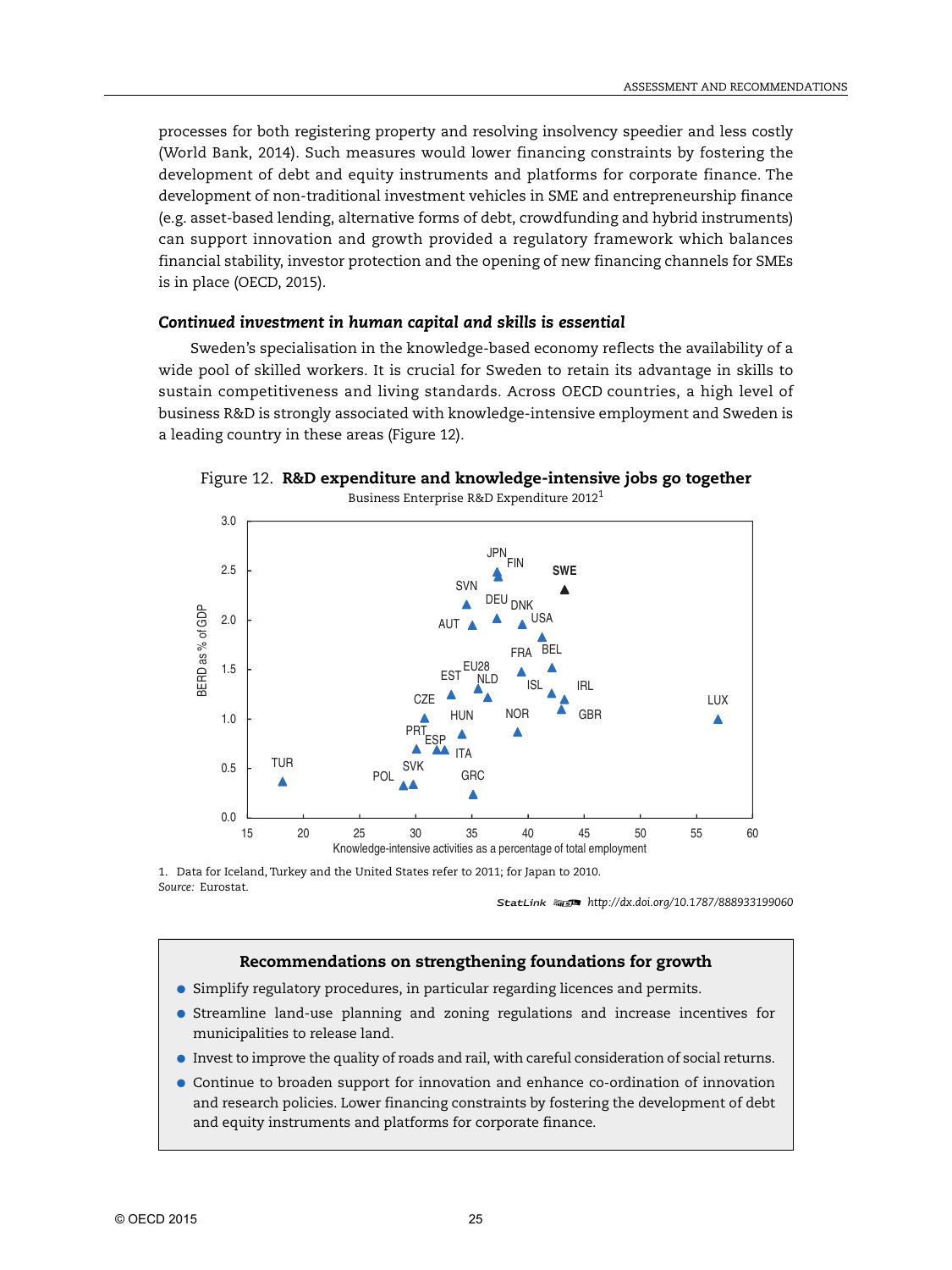processes for both registering property and resolving insolvency speedier and less costly (World Bank, 2014). Such measures would lower financing constraints by fostering the development of debt and equity instruments and platforms for corporate finance. The development of non-traditional investment vehicles in SME and entrepreneurship finance (e.g. asset-based lending, alternative forms of debt, crowdfunding and hybrid instruments) can support innovation and growth provided a regulatory framework which balances financial stability, investor protection and the opening of new financing channels for SMEs is in place (OECD, 2015).

### *Continued investment in human capital and skills is essential*

Sweden's specialisation in the knowledge-based economy reflects the availability of a wide pool of skilled workers. It is crucial for Sweden to retain its advantage in skills to sustain competitiveness and living standards. Across OECD countries, a high level of business R&D is strongly associated with knowledge-intensive employment and Sweden is a leading country in these areas (Figure 12).

Figure 12. **R&D expenditure and knowledge-intensive jobs go together**

Business Enterprise R&D Expenditure 2012[1]

1. Data for Iceland, Turkey and the United States refer to 2011; for Japan to 2010.

*Source:* Eurostat.

StatLink http://dx.doi.org/10.1787/888933199060

**Recommendations on strengthening foundations for growth**

- Simplify regulatory procedures, in particular regarding licences and permits.
- Streamline land-use planning and zoning regulations and increase incentives for municipalities to release land.
- Invest to improve the quality of roads and rail, with careful consideration of social returns.
- Continue to broaden support for innovation and enhance co-ordination of innovation and research policies. Lower financing constraints by fostering the development of debt and equity instruments and platforms for corporate finance.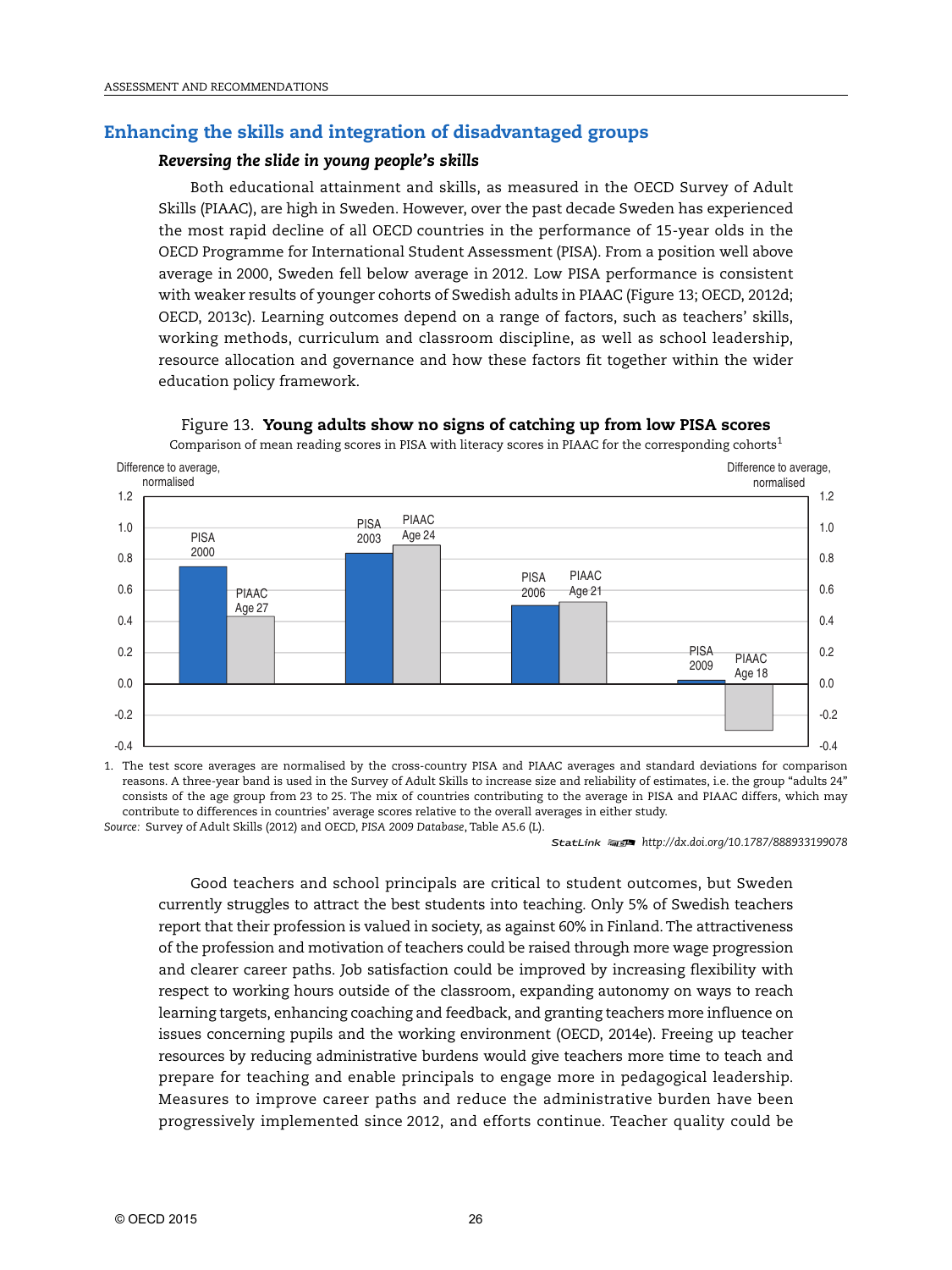## Enhancing the skills and integration of disadvantaged groups

### *Reversing the slide in young people's skills*

Both educational attainment and skills, as measured in the OECD Survey of Adult Skills (PIAAC), are high in Sweden. However, over the past decade Sweden has experienced the most rapid decline of all OECD countries in the performance of 15-year olds in the OECD Programme for International Student Assessment (PISA). From a position well above average in 2000, Sweden fell below average in 2012. Low PISA performance is consistent with weaker results of younger cohorts of Swedish adults in PIAAC (Figure 13; OECD, 2012d; OECD, 2013c). Learning outcomes depend on a range of factors, such as teachers' skills, working methods, curriculum and classroom discipline, as well as school leadership, resource allocation and governance and how these factors fit together within the wider education policy framework.

Figure 13. **Young adults show no signs of catching up from low PISA scores**

Comparison of mean reading scores in PISA with literacy scores in PIAAC for the corresponding cohorts[1]

1. The test score averages are normalised by the cross-country PISA and PIAAC averages and standard deviations for comparison reasons. A three-year band is used in the Survey of Adult Skills to increase size and reliability of estimates, i.e. the group "adults 24" consists of the age group from 23 to 25. The mix of countries contributing to the average in PISA and PIAAC differs, which may contribute to differences in countries' average scores relative to the overall averages in either study.

*Source:* Survey of Adult Skills (2012) and OECD, *PISA 2009 Database*, Table A5.6 (L).

StatLink http://dx.doi.org/10.1787/888933199078

Good teachers and school principals are critical to student outcomes, but Sweden currently struggles to attract the best students into teaching. Only 5% of Swedish teachers report that their profession is valued in society, as against 60% in Finland. The attractiveness of the profession and motivation of teachers could be raised through more wage progression and clearer career paths. Job satisfaction could be improved by increasing flexibility with respect to working hours outside of the classroom, expanding autonomy on ways to reach learning targets, enhancing coaching and feedback, and granting teachers more influence on issues concerning pupils and the working environment (OECD, 2014e). Freeing up teacher resources by reducing administrative burdens would give teachers more time to teach and prepare for teaching and enable principals to engage more in pedagogical leadership. Measures to improve career paths and reduce the administrative burden have been progressively implemented since 2012, and efforts continue. Teacher quality could be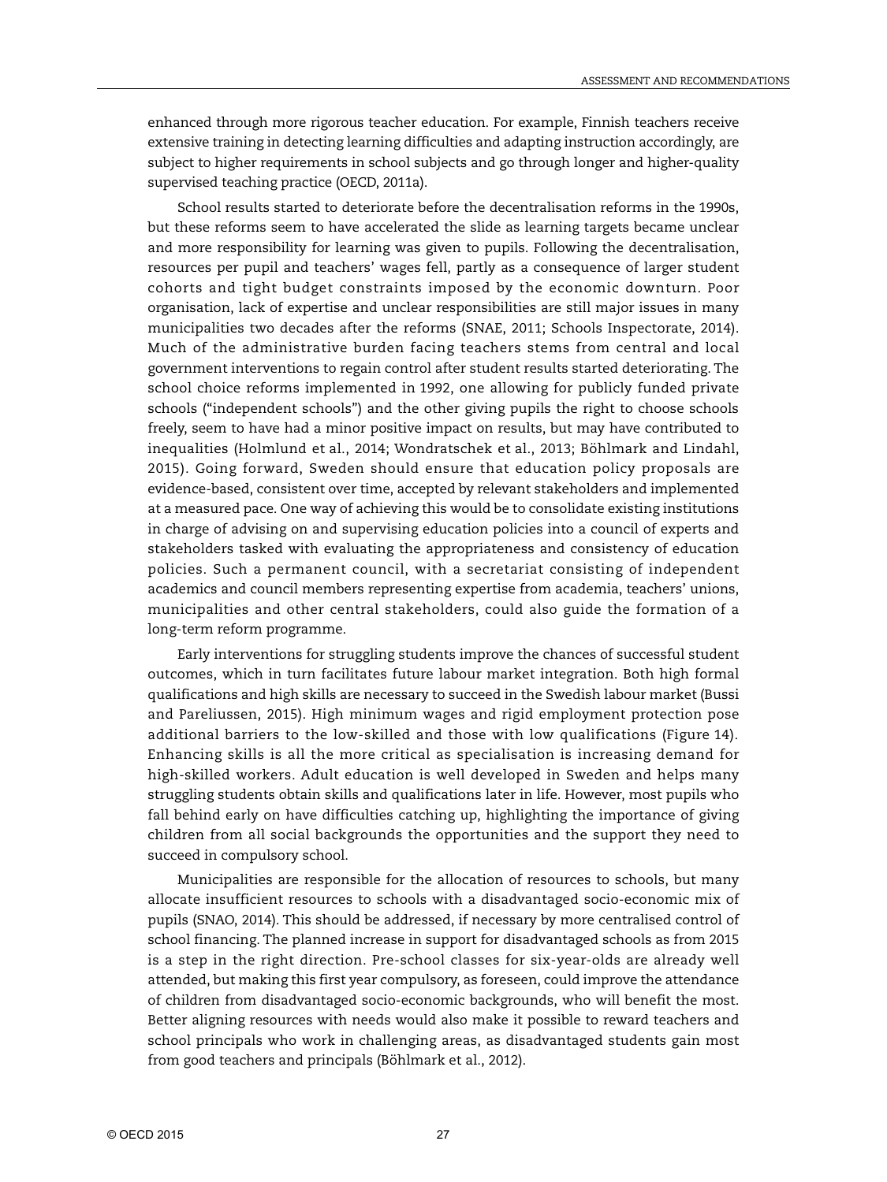enhanced through more rigorous teacher education. For example, Finnish teachers receive extensive training in detecting learning difficulties and adapting instruction accordingly, are subject to higher requirements in school subjects and go through longer and higher-quality supervised teaching practice (OECD, 2011a).

School results started to deteriorate before the decentralisation reforms in the 1990s, but these reforms seem to have accelerated the slide as learning targets became unclear and more responsibility for learning was given to pupils. Following the decentralisation, resources per pupil and teachers' wages fell, partly as a consequence of larger student cohorts and tight budget constraints imposed by the economic downturn. Poor organisation, lack of expertise and unclear responsibilities are still major issues in many municipalities two decades after the reforms (SNAE, 2011; Schools Inspectorate, 2014). Much of the administrative burden facing teachers stems from central and local government interventions to regain control after student results started deteriorating. The school choice reforms implemented in 1992, one allowing for publicly funded private schools ("independent schools") and the other giving pupils the right to choose schools freely, seem to have had a minor positive impact on results, but may have contributed to inequalities (Holmlund et al., 2014; Wondratschek et al., 2013; Böhlmark and Lindahl, 2015). Going forward, Sweden should ensure that education policy proposals are evidence-based, consistent over time, accepted by relevant stakeholders and implemented at a measured pace. One way of achieving this would be to consolidate existing institutions in charge of advising on and supervising education policies into a council of experts and stakeholders tasked with evaluating the appropriateness and consistency of education policies. Such a permanent council, with a secretariat consisting of independent academics and council members representing expertise from academia, teachers' unions, municipalities and other central stakeholders, could also guide the formation of a long-term reform programme.

Early interventions for struggling students improve the chances of successful student outcomes, which in turn facilitates future labour market integration. Both high formal qualifications and high skills are necessary to succeed in the Swedish labour market (Bussi and Pareliussen, 2015). High minimum wages and rigid employment protection pose additional barriers to the low-skilled and those with low qualifications (Figure 14). Enhancing skills is all the more critical as specialisation is increasing demand for high-skilled workers. Adult education is well developed in Sweden and helps many struggling students obtain skills and qualifications later in life. However, most pupils who fall behind early on have difficulties catching up, highlighting the importance of giving children from all social backgrounds the opportunities and the support they need to succeed in compulsory school.

Municipalities are responsible for the allocation of resources to schools, but many allocate insufficient resources to schools with a disadvantaged socio-economic mix of pupils (SNAO, 2014). This should be addressed, if necessary by more centralised control of school financing. The planned increase in support for disadvantaged schools as from 2015 is a step in the right direction. Pre-school classes for six-year-olds are already well attended, but making this first year compulsory, as foreseen, could improve the attendance of children from disadvantaged socio-economic backgrounds, who will benefit the most. Better aligning resources with needs would also make it possible to reward teachers and school principals who work in challenging areas, as disadvantaged students gain most from good teachers and principals (Böhlmark et al., 2012).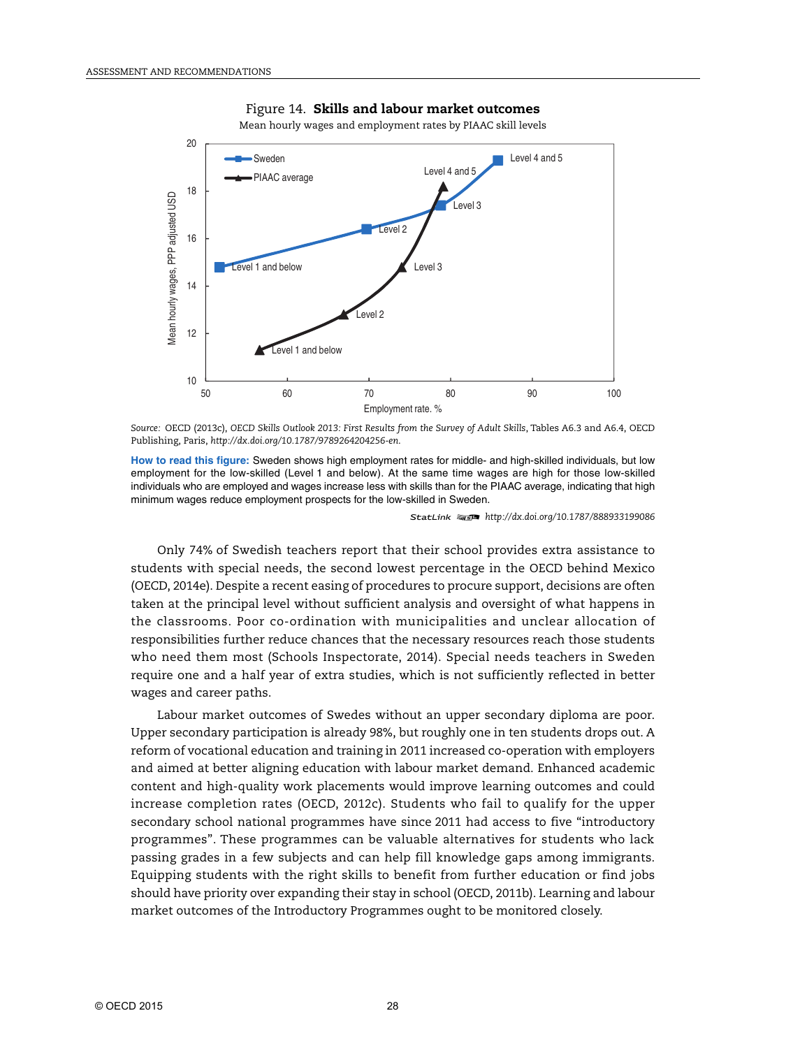Figure 14. **Skills and labour market outcomes**

Mean hourly wages and employment rates by PIAAC skill levels

*Source:* OECD (2013c), *OECD Skills Outlook 2013: First Results from the Survey of Adult Skills*, Tables A6.3 and A6.4, OECD Publishing, Paris, *http://dx.doi.org/10.1787/9789264204256-en.*

**How to read this figure:** Sweden shows high employment rates for middle- and high-skilled individuals, but low employment for the low-skilled (Level 1 and below). At the same time wages are high for those low-skilled individuals who are employed and wages increase less with skills than for the PIAAC average, indicating that high minimum wages reduce employment prospects for the low-skilled in Sweden.

StatLink http://dx.doi.org/10.1787/888933199086

Only 74% of Swedish teachers report that their school provides extra assistance to students with special needs, the second lowest percentage in the OECD behind Mexico (OECD, 2014e). Despite a recent easing of procedures to procure support, decisions are often taken at the principal level without sufficient analysis and oversight of what happens in the classrooms. Poor co-ordination with municipalities and unclear allocation of responsibilities further reduce chances that the necessary resources reach those students who need them most (Schools Inspectorate, 2014). Special needs teachers in Sweden require one and a half year of extra studies, which is not sufficiently reflected in better wages and career paths.

Labour market outcomes of Swedes without an upper secondary diploma are poor. Upper secondary participation is already 98%, but roughly one in ten students drops out. A reform of vocational education and training in 2011 increased co-operation with employers and aimed at better aligning education with labour market demand. Enhanced academic content and high-quality work placements would improve learning outcomes and could increase completion rates (OECD, 2012c). Students who fail to qualify for the upper secondary school national programmes have since 2011 had access to five "introductory programmes". These programmes can be valuable alternatives for students who lack passing grades in a few subjects and can help fill knowledge gaps among immigrants. Equipping students with the right skills to benefit from further education or find jobs should have priority over expanding their stay in school (OECD, 2011b). Learning and labour market outcomes of the Introductory Programmes ought to be monitored closely.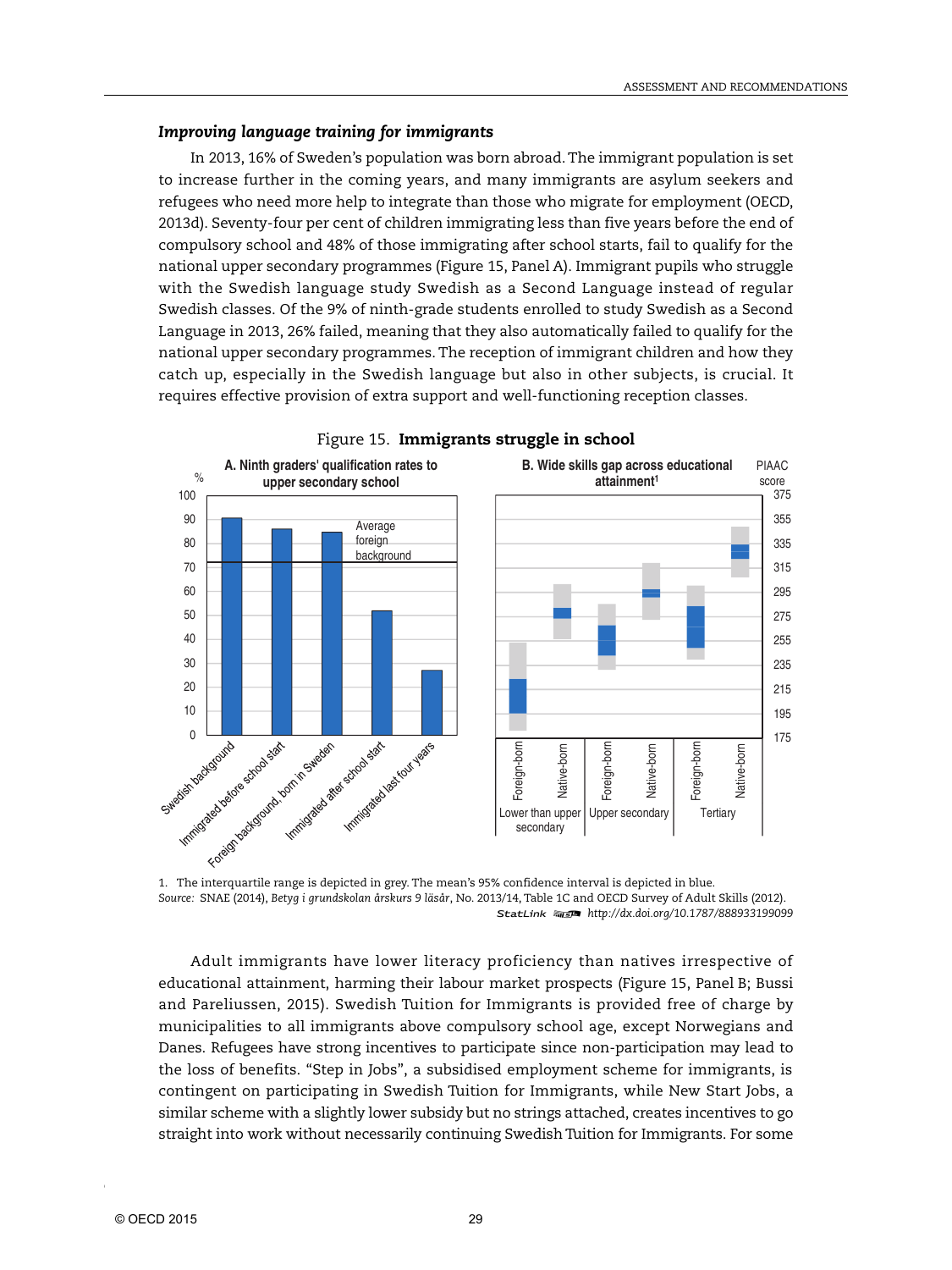### *Improving language training for immigrants*

In 2013, 16% of Sweden's population was born abroad. The immigrant population is set to increase further in the coming years, and many immigrants are asylum seekers and refugees who need more help to integrate than those who migrate for employment (OECD, 2013d). Seventy-four per cent of children immigrating less than five years before the end of compulsory school and 48% of those immigrating after school starts, fail to qualify for the national upper secondary programmes (Figure 15, Panel A). Immigrant pupils who struggle with the Swedish language study Swedish as a Second Language instead of regular Swedish classes. Of the 9% of ninth-grade students enrolled to study Swedish as a Second Language in 2013, 26% failed, meaning that they also automatically failed to qualify for the national upper secondary programmes. The reception of immigrant children and how they catch up, especially in the Swedish language but also in other subjects, is crucial. It requires effective provision of extra support and well-functioning reception classes.

Figure 15. **Immigrants struggle in school**

A. Ninth graders' qualification rates to upper secondary school

B. Wide skills gap across educational attainment[1]

1. The interquartile range is depicted in grey. The mean's 95% confidence interval is depicted in blue.

*Source:* SNAE (2014), *Betyg i grundskolan årskurs 9 läsår*, No. 2013/14, Table 1C and OECD Survey of Adult Skills (2012).

StatLink http://dx.doi.org/10.1787/888933199099

Adult immigrants have lower literacy proficiency than natives irrespective of educational attainment, harming their labour market prospects (Figure 15, Panel B; Bussi and Pareliussen, 2015). Swedish Tuition for Immigrants is provided free of charge by municipalities to all immigrants above compulsory school age, except Norwegians and Danes. Refugees have strong incentives to participate since non-participation may lead to the loss of benefits. "Step in Jobs", a subsidised employment scheme for immigrants, is contingent on participating in Swedish Tuition for Immigrants, while New Start Jobs, a similar scheme with a slightly lower subsidy but no strings attached, creates incentives to go straight into work without necessarily continuing Swedish Tuition for Immigrants. For some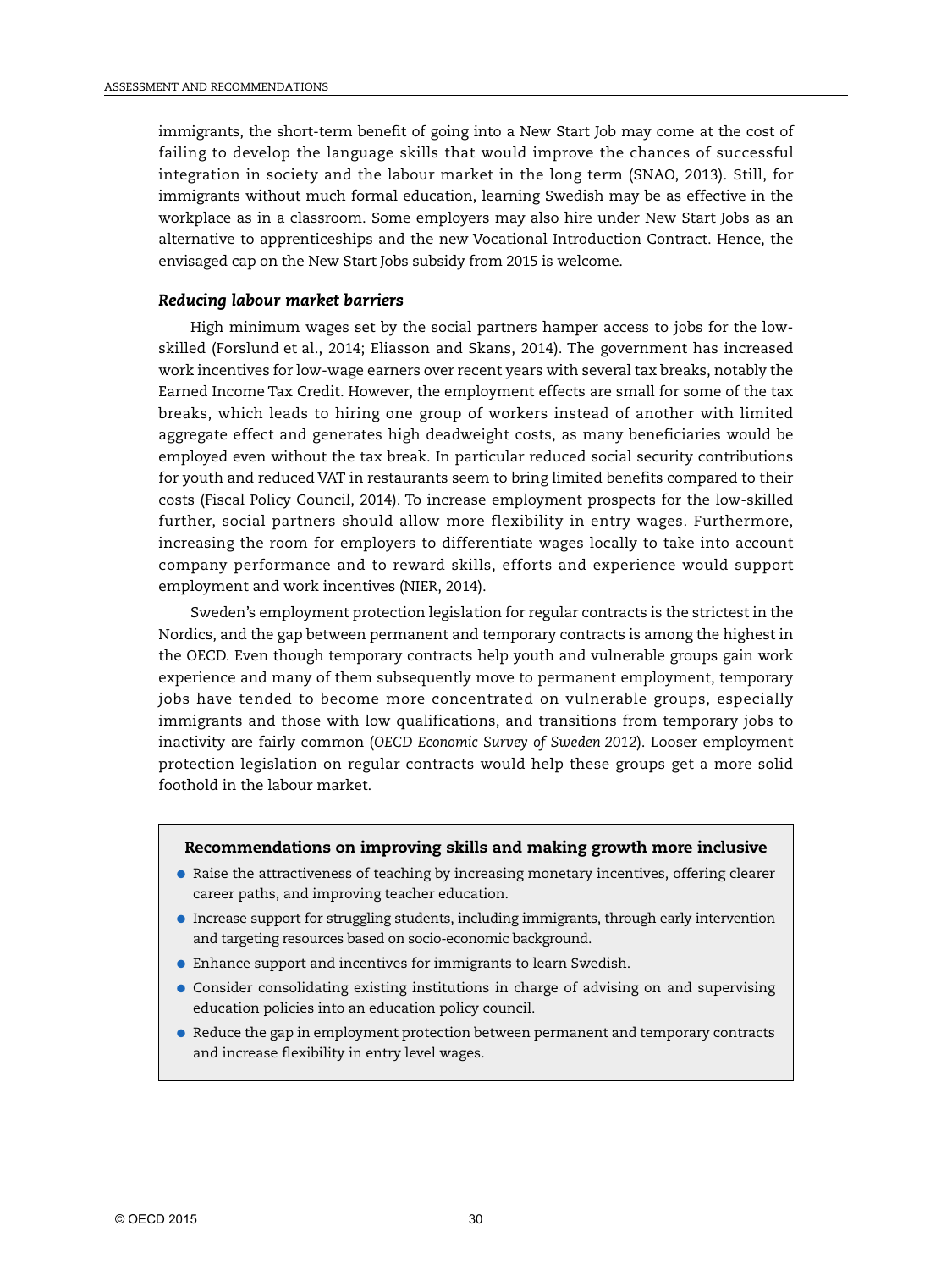immigrants, the short-term benefit of going into a New Start Job may come at the cost of failing to develop the language skills that would improve the chances of successful integration in society and the labour market in the long term (SNAO, 2013). Still, for immigrants without much formal education, learning Swedish may be as effective in the workplace as in a classroom. Some employers may also hire under New Start Jobs as an alternative to apprenticeships and the new Vocational Introduction Contract. Hence, the envisaged cap on the New Start Jobs subsidy from 2015 is welcome.

### *Reducing labour market barriers*

High minimum wages set by the social partners hamper access to jobs for the low-skilled (Forslund et al., 2014; Eliasson and Skans, 2014). The government has increased work incentives for low-wage earners over recent years with several tax breaks, notably the Earned Income Tax Credit. However, the employment effects are small for some of the tax breaks, which leads to hiring one group of workers instead of another with limited aggregate effect and generates high deadweight costs, as many beneficiaries would be employed even without the tax break. In particular reduced social security contributions for youth and reduced VAT in restaurants seem to bring limited benefits compared to their costs (Fiscal Policy Council, 2014). To increase employment prospects for the low-skilled further, social partners should allow more flexibility in entry wages. Furthermore, increasing the room for employers to differentiate wages locally to take into account company performance and to reward skills, efforts and experience would support employment and work incentives (NIER, 2014).

Sweden's employment protection legislation for regular contracts is the strictest in the Nordics, and the gap between permanent and temporary contracts is among the highest in the OECD. Even though temporary contracts help youth and vulnerable groups gain work experience and many of them subsequently move to permanent employment, temporary jobs have tended to become more concentrated on vulnerable groups, especially immigrants and those with low qualifications, and transitions from temporary jobs to inactivity are fairly common (*OECD Economic Survey of Sweden 2012*). Looser employment protection legislation on regular contracts would help these groups get a more solid foothold in the labour market.

**Recommendations on improving skills and making growth more inclusive**

- Raise the attractiveness of teaching by increasing monetary incentives, offering clearer career paths, and improving teacher education.
- Increase support for struggling students, including immigrants, through early intervention and targeting resources based on socio-economic background.
- Enhance support and incentives for immigrants to learn Swedish.
- Consider consolidating existing institutions in charge of advising on and supervising education policies into an education policy council.
- Reduce the gap in employment protection between permanent and temporary contracts and increase flexibility in entry level wages.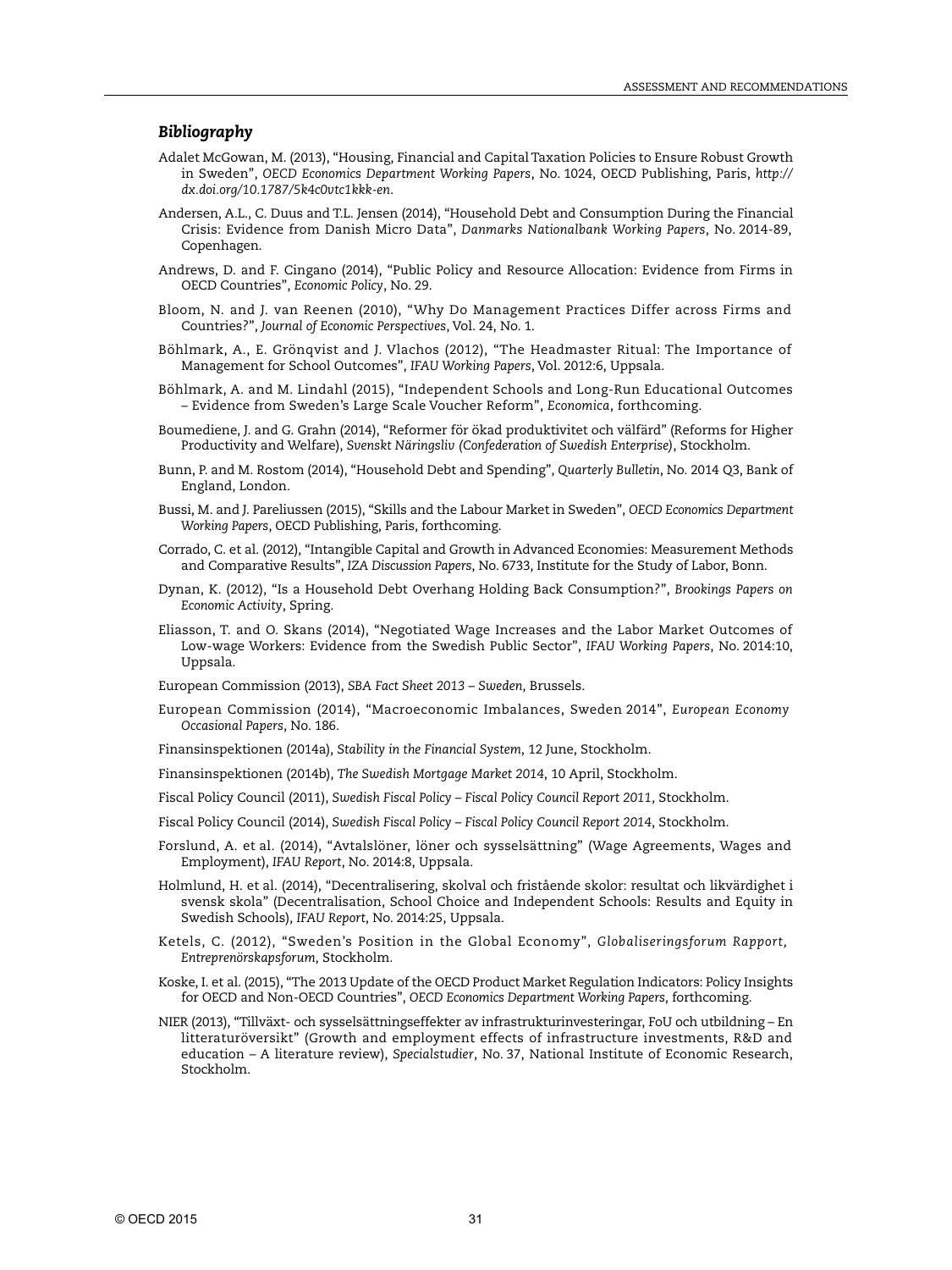### *Bibliography*

Adalet McGowan, M. (2013), "Housing, Financial and Capital Taxation Policies to Ensure Robust Growth in Sweden", *OECD Economics Department Working Papers*, No. 1024, OECD Publishing, Paris, *http://dx.doi.org/10.1787/5k4c0vtc1kkk-en*.

Andersen, A.L., C. Duus and T.L. Jensen (2014), "Household Debt and Consumption During the Financial Crisis: Evidence from Danish Micro Data", *Danmarks Nationalbank Working Papers*, No. 2014-89, Copenhagen.

Andrews, D. and F. Cingano (2014), "Public Policy and Resource Allocation: Evidence from Firms in OECD Countries", *Economic Policy*, No. 29.

Bloom, N. and J. van Reenen (2010), "Why Do Management Practices Differ across Firms and Countries?", *Journal of Economic Perspectives*, Vol. 24, No. 1.

Böhlmark, A., E. Grönqvist and J. Vlachos (2012), "The Headmaster Ritual: The Importance of Management for School Outcomes", *IFAU Working Papers*, Vol. 2012:6, Uppsala.

Böhlmark, A. and M. Lindahl (2015), "Independent Schools and Long-Run Educational Outcomes – Evidence from Sweden's Large Scale Voucher Reform", *Economica*, forthcoming.

Boumediene, J. and G. Grahn (2014), "Reformer för ökad produktivitet och välfärd" (Reforms for Higher Productivity and Welfare), *Svenskt Näringsliv (Confederation of Swedish Enterprise)*, Stockholm.

Bunn, P. and M. Rostom (2014), "Household Debt and Spending", *Quarterly Bulletin*, No. 2014 Q3, Bank of England, London.

Bussi, M. and J. Pareliussen (2015), "Skills and the Labour Market in Sweden", *OECD Economics Department Working Papers*, OECD Publishing, Paris, forthcoming.

Corrado, C. et al. (2012), "Intangible Capital and Growth in Advanced Economies: Measurement Methods and Comparative Results", *IZA Discussion Papers*, No. 6733, Institute for the Study of Labor, Bonn.

Dynan, K. (2012), "Is a Household Debt Overhang Holding Back Consumption?", *Brookings Papers on Economic Activity*, Spring.

Eliasson, T. and O. Skans (2014), "Negotiated Wage Increases and the Labor Market Outcomes of Low-wage Workers: Evidence from the Swedish Public Sector", *IFAU Working Papers*, No. 2014:10, Uppsala.

European Commission (2013), *SBA Fact Sheet 2013 – Sweden*, Brussels.

European Commission (2014), "Macroeconomic Imbalances, Sweden 2014", *European Economy Occasional Papers*, No. 186.

Finansinspektionen (2014a), *Stability in the Financial System*, 12 June, Stockholm.

Finansinspektionen (2014b), *The Swedish Mortgage Market 2014*, 10 April, Stockholm.

Fiscal Policy Council (2011), *Swedish Fiscal Policy – Fiscal Policy Council Report 2011*, Stockholm.

Fiscal Policy Council (2014), *Swedish Fiscal Policy – Fiscal Policy Council Report 2014*, Stockholm.

Forslund, A. et al. (2014), "Avtalslöner, löner och sysselsättning" (Wage Agreements, Wages and Employment), *IFAU Report*, No. 2014:8, Uppsala.

Holmlund, H. et al. (2014), "Decentralisering, skolval och fristående skolor: resultat och likvärdighet i svensk skola" (Decentralisation, School Choice and Independent Schools: Results and Equity in Swedish Schools), *IFAU Report*, No. 2014:25, Uppsala.

Ketels, C. (2012), "Sweden's Position in the Global Economy", *Globaliseringsforum Rapport, Entreprenörskapsforum*, Stockholm.

Koske, I. et al. (2015), "The 2013 Update of the OECD Product Market Regulation Indicators: Policy Insights for OECD and Non-OECD Countries", *OECD Economics Department Working Papers*, forthcoming.

NIER (2013), "Tillväxt- och sysselsättningseffekter av infrastrukturinvesteringar, FoU och utbildning – En litteraturöversikt" (Growth and employment effects of infrastructure investments, R&D and education – A literature review), *Specialstudier*, No. 37, National Institute of Economic Research, Stockholm.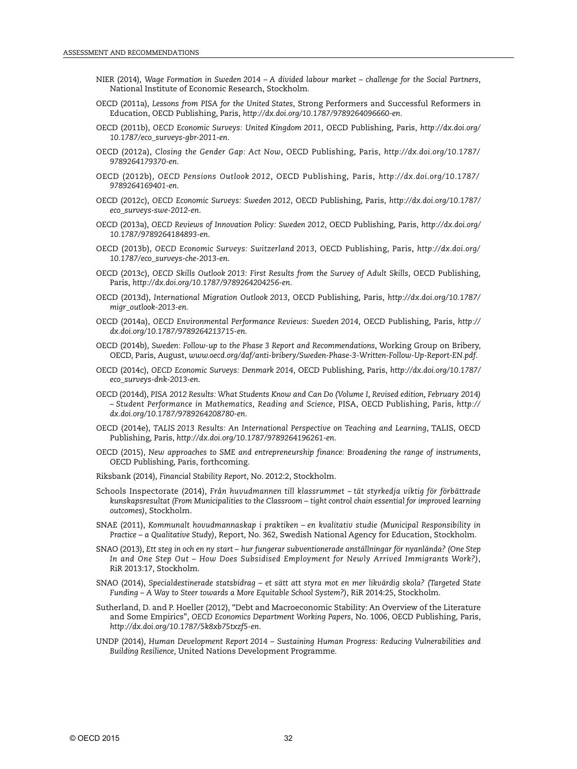NIER (2014), *Wage Formation in Sweden 2014 – A divided labour market – challenge for the Social Partners*, National Institute of Economic Research, Stockholm.

OECD (2011a), *Lessons from PISA for the United States*, Strong Performers and Successful Reformers in Education, OECD Publishing, Paris, *http://dx.doi.org/10.1787/9789264096660-en*.

OECD (2011b), *OECD Economic Surveys: United Kingdom 2011*, OECD Publishing, Paris, *http://dx.doi.org/10.1787/eco_surveys-gbr-2011-en*.

OECD (2012a), *Closing the Gender Gap: Act Now*, OECD Publishing, Paris, *http://dx.doi.org/10.1787/9789264179370-en*.

OECD (2012b), *OECD Pensions Outlook 2012*, OECD Publishing, Paris, *http://dx.doi.org/10.1787/9789264169401-en*.

OECD (2012c), *OECD Economic Surveys: Sweden 2012*, OECD Publishing, Paris, *http://dx.doi.org/10.1787/eco_surveys-swe-2012-en*.

OECD (2013a), *OECD Reviews of Innovation Policy: Sweden 2012*, OECD Publishing, Paris, *http://dx.doi.org/10.1787/9789264184893-en*.

OECD (2013b), *OECD Economic Surveys: Switzerland 2013*, OECD Publishing, Paris, *http://dx.doi.org/10.1787/eco_surveys-che-2013-en*.

OECD (2013c), *OECD Skills Outlook 2013: First Results from the Survey of Adult Skills*, OECD Publishing, Paris, *http://dx.doi.org/10.1787/9789264204256-en*.

OECD (2013d), *International Migration Outlook 2013*, OECD Publishing, Paris, *http://dx.doi.org/10.1787/migr_outlook-2013-en*.

OECD (2014a), *OECD Environmental Performance Reviews: Sweden 2014*, OECD Publishing, Paris, *http://dx.doi.org/10.1787/9789264213715-en*.

OECD (2014b), *Sweden: Follow-up to the Phase 3 Report and Recommendations*, Working Group on Bribery, OECD, Paris, August, *www.oecd.org/daf/anti-bribery/Sweden-Phase-3-Written-Follow-Up-Report-EN.pdf*.

OECD (2014c), *OECD Economic Surveys: Denmark 2014*, OECD Publishing, Paris, *http://dx.doi.org/10.1787/eco_surveys-dnk-2013-en*.

OECD (2014d), *PISA 2012 Results: What Students Know and Can Do (Volume I, Revised edition, February 2014) – Student Performance in Mathematics, Reading and Science*, PISA, OECD Publishing, Paris, *http://dx.doi.org/10.1787/9789264208780-en*.

OECD (2014e), *TALIS 2013 Results: An International Perspective on Teaching and Learning*, TALIS, OECD Publishing, Paris, *http://dx.doi.org/10.1787/9789264196261-en*.

OECD (2015), *New approaches to SME and entrepreneurship finance: Broadening the range of instruments*, OECD Publishing, Paris, forthcoming.

Riksbank (2014), *Financial Stability Report*, No. 2012:2, Stockholm.

Schools Inspectorate (2014), *Från huvudmannen till klassrummet – tät styrkedja viktig för förbättrade kunskapsresultat (From Municipalities to the Classroom – tight control chain essential for improved learning outcomes)*, Stockholm.

SNAE (2011), *Kommunalt hovudmannaskap i praktiken – en kvalitativ studie (Municipal Responsibility in Practice – a Qualitative Study)*, Report, No. 362, Swedish National Agency for Education, Stockholm.

SNAO (2013), *Ett steg in och en ny start – hur fungerar subventionerade anställningar för nyanlända? (One Step In and One Step Out – How Does Subsidised Employment for Newly Arrived Immigrants Work?)*, RiR 2013:17, Stockholm.

SNAO (2014), *Specialdestinerade statsbidrag – et sätt att styra mot en mer likvärdig skola? (Targeted State Funding – A Way to Steer towards a More Equitable School System?)*, RiR 2014:25, Stockholm.

Sutherland, D. and P. Hoeller (2012), "Debt and Macroeconomic Stability: An Overview of the Literature and Some Empirics", *OECD Economics Department Working Papers*, No. 1006, OECD Publishing, Paris, *http://dx.doi.org/10.1787/5k8xb75txzf5-en*.

UNDP (2014), *Human Development Report 2014 – Sustaining Human Progress: Reducing Vulnerabilities and Building Resilience*, United Nations Development Programme.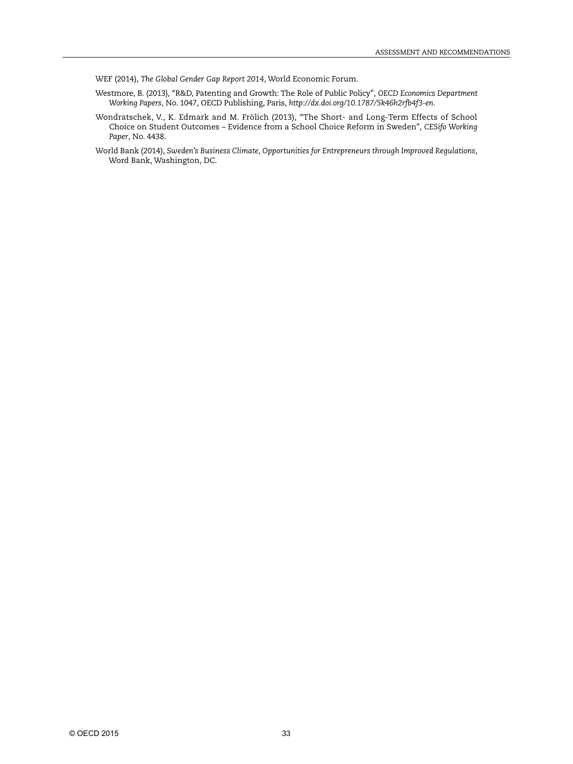WEF (2014), *The Global Gender Gap Report 2014*, World Economic Forum.

Westmore, B. (2013), "R&D, Patenting and Growth: The Role of Public Policy", *OECD Economics Department Working Papers*, No. 1047, OECD Publishing, Paris, *http://dx.doi.org/10.1787/5k46h2rfb4f3-en*.

Wondratschek, V., K. Edmark and M. Frölich (2013), "The Short- and Long-Term Effects of School Choice on Student Outcomes – Evidence from a School Choice Reform in Sweden", *CESifo Working Paper*, No. 4438.

World Bank (2014), *Sweden's Business Climate, Opportunities for Entrepreneurs through Improved Regulations*, Word Bank, Washington, DC.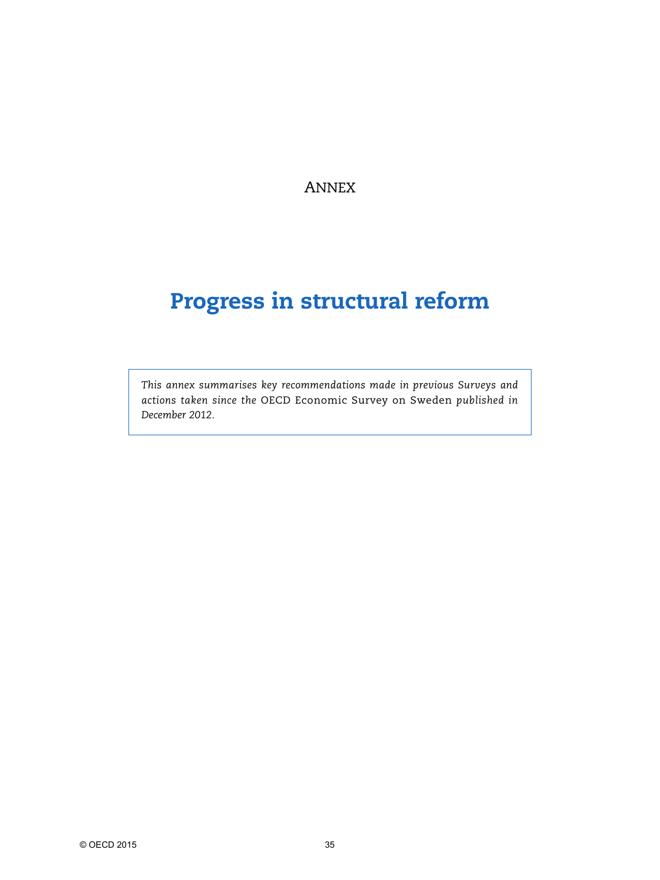ANNEX

# Progress in structural reform

*This annex summarises key recommendations made in previous Surveys and actions taken since the* OECD Economic Survey on Sweden *published in December 2012.*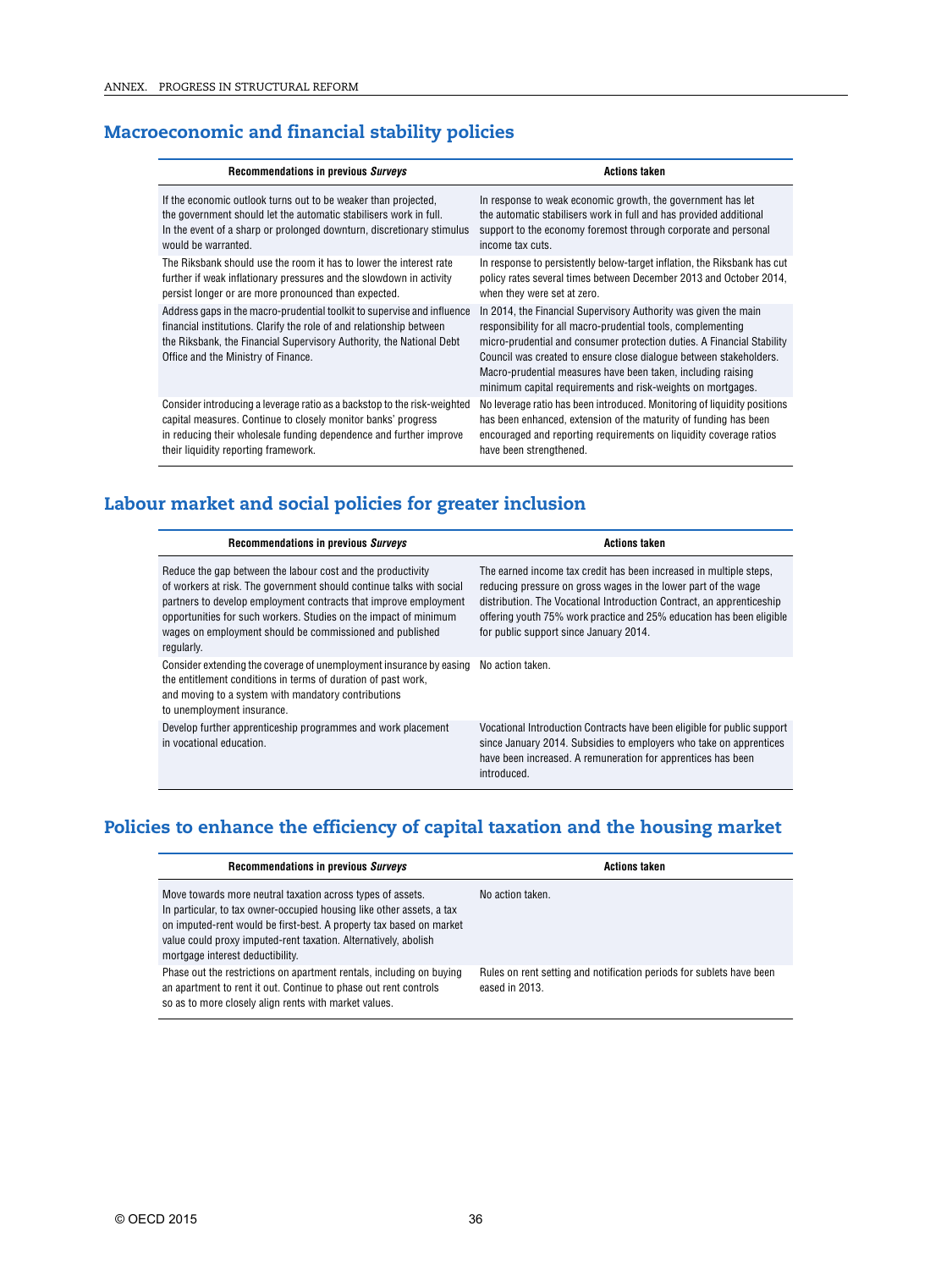## Macroeconomic and financial stability policies

| Recommendations in previous *Surveys* | Actions taken |
|---|---|
| If the economic outlook turns out to be weaker than projected, the government should let the automatic stabilisers work in full. In the event of a sharp or prolonged downturn, discretionary stimulus would be warranted. | In response to weak economic growth, the government has let the automatic stabilisers work in full and has provided additional support to the economy foremost through corporate and personal income tax cuts. |
| The Riksbank should use the room it has to lower the interest rate further if weak inflationary pressures and the slowdown in activity persist longer or are more pronounced than expected. | In response to persistently below-target inflation, the Riksbank has cut policy rates several times between December 2013 and October 2014, when they were set at zero. |
| Address gaps in the macro-prudential toolkit to supervise and influence financial institutions. Clarify the role of and relationship between the Riksbank, the Financial Supervisory Authority, the National Debt Office and the Ministry of Finance. | In 2014, the Financial Supervisory Authority was given the main responsibility for all macro-prudential tools, complementing micro-prudential and consumer protection duties. A Financial Stability Council was created to ensure close dialogue between stakeholders. Macro-prudential measures have been taken, including raising minimum capital requirements and risk-weights on mortgages. |
| Consider introducing a leverage ratio as a backstop to the risk-weighted capital measures. Continue to closely monitor banks' progress in reducing their wholesale funding dependence and further improve their liquidity reporting framework. | No leverage ratio has been introduced. Monitoring of liquidity positions has been enhanced, extension of the maturity of funding has been encouraged and reporting requirements on liquidity coverage ratios have been strengthened. |

## Labour market and social policies for greater inclusion

| Recommendations in previous *Surveys* | Actions taken |
|---|---|
| Reduce the gap between the labour cost and the productivity of workers at risk. The government should continue talks with social partners to develop employment contracts that improve employment opportunities for such workers. Studies on the impact of minimum wages on employment should be commissioned and published regularly. | The earned income tax credit has been increased in multiple steps, reducing pressure on gross wages in the lower part of the wage distribution. The Vocational Introduction Contract, an apprenticeship offering youth 75% work practice and 25% education has been eligible for public support since January 2014. |
| Consider extending the coverage of unemployment insurance by easing the entitlement conditions in terms of duration of past work, and moving to a system with mandatory contributions to unemployment insurance. | No action taken. |
| Develop further apprenticeship programmes and work placement in vocational education. | Vocational Introduction Contracts have been eligible for public support since January 2014. Subsidies to employers who take on apprentices have been increased. A remuneration for apprentices has been introduced. |

## Policies to enhance the efficiency of capital taxation and the housing market

| Recommendations in previous *Surveys* | Actions taken |
|---|---|
| Move towards more neutral taxation across types of assets. In particular, to tax owner-occupied housing like other assets, a tax on imputed-rent would be first-best. A property tax based on market value could proxy imputed-rent taxation. Alternatively, abolish mortgage interest deductibility. | No action taken. |
| Phase out the restrictions on apartment rentals, including on buying an apartment to rent it out. Continue to phase out rent controls so as to more closely align rents with market values. | Rules on rent setting and notification periods for sublets have been eased in 2013. |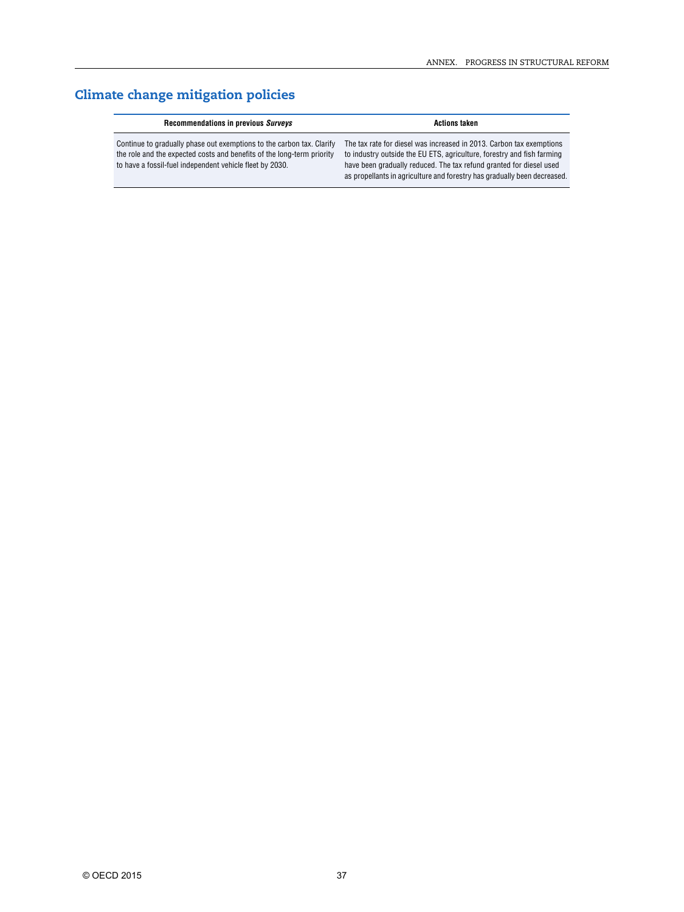## Climate change mitigation policies

| Recommendations in previous *Surveys* | Actions taken |
|---|---|
| Continue to gradually phase out exemptions to the carbon tax. Clarify the role and the expected costs and benefits of the long-term priority to have a fossil-fuel independent vehicle fleet by 2030. | The tax rate for diesel was increased in 2013. Carbon tax exemptions to industry outside the EU ETS, agriculture, forestry and fish farming have been gradually reduced. The tax refund granted for diesel used as propellants in agriculture and forestry has gradually been decreased. |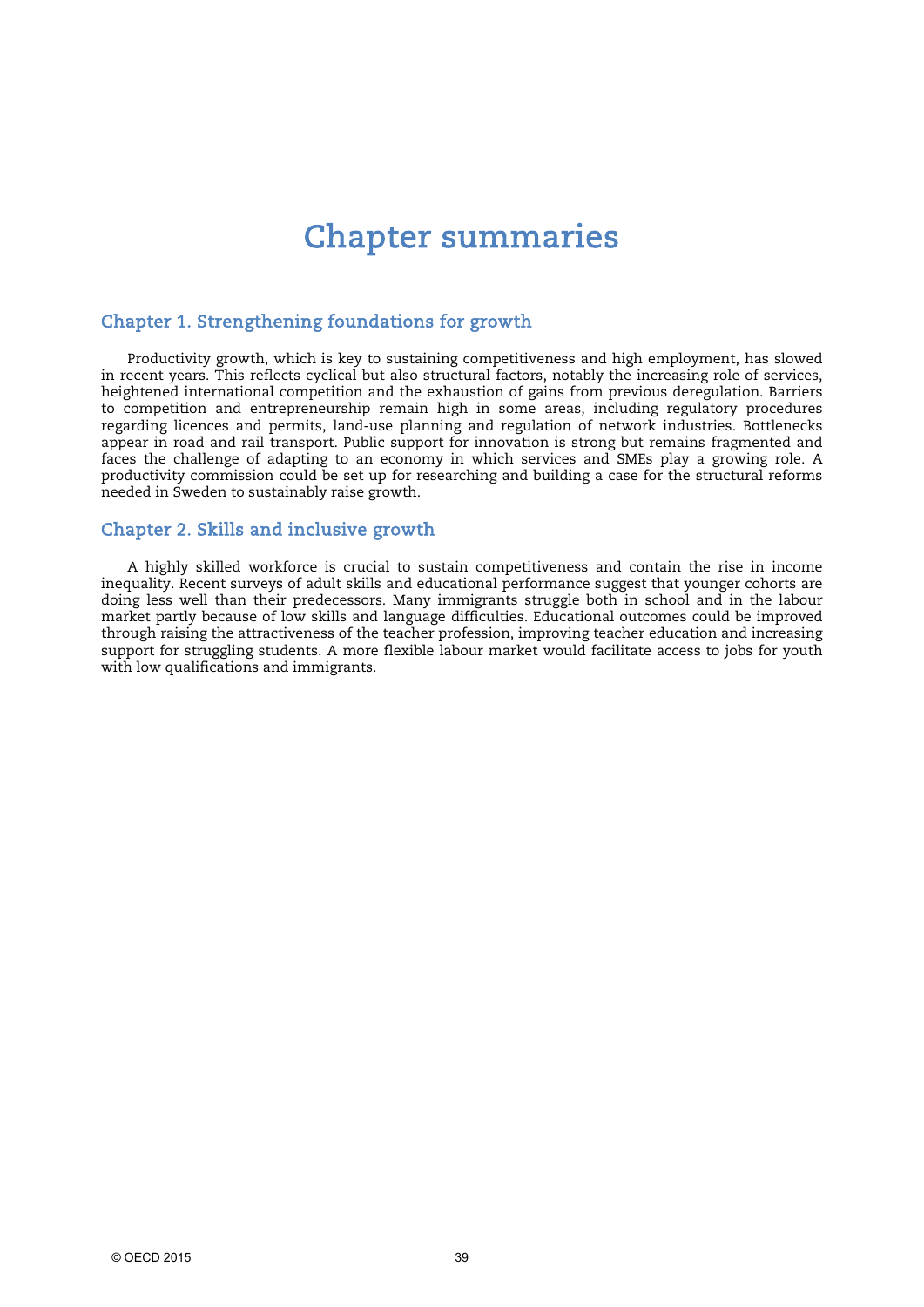# Chapter summaries

## Chapter 1. Strengthening foundations for growth

Productivity growth, which is key to sustaining competitiveness and high employment, has slowed in recent years. This reflects cyclical but also structural factors, notably the increasing role of services, heightened international competition and the exhaustion of gains from previous deregulation. Barriers to competition and entrepreneurship remain high in some areas, including regulatory procedures regarding licences and permits, land-use planning and regulation of network industries. Bottlenecks appear in road and rail transport. Public support for innovation is strong but remains fragmented and faces the challenge of adapting to an economy in which services and SMEs play a growing role. A productivity commission could be set up for researching and building a case for the structural reforms needed in Sweden to sustainably raise growth.

## Chapter 2. Skills and inclusive growth

A highly skilled workforce is crucial to sustain competitiveness and contain the rise in income inequality. Recent surveys of adult skills and educational performance suggest that younger cohorts are doing less well than their predecessors. Many immigrants struggle both in school and in the labour market partly because of low skills and language difficulties. Educational outcomes could be improved through raising the attractiveness of the teacher profession, improving teacher education and increasing support for struggling students. A more flexible labour market would facilitate access to jobs for youth with low qualifications and immigrants.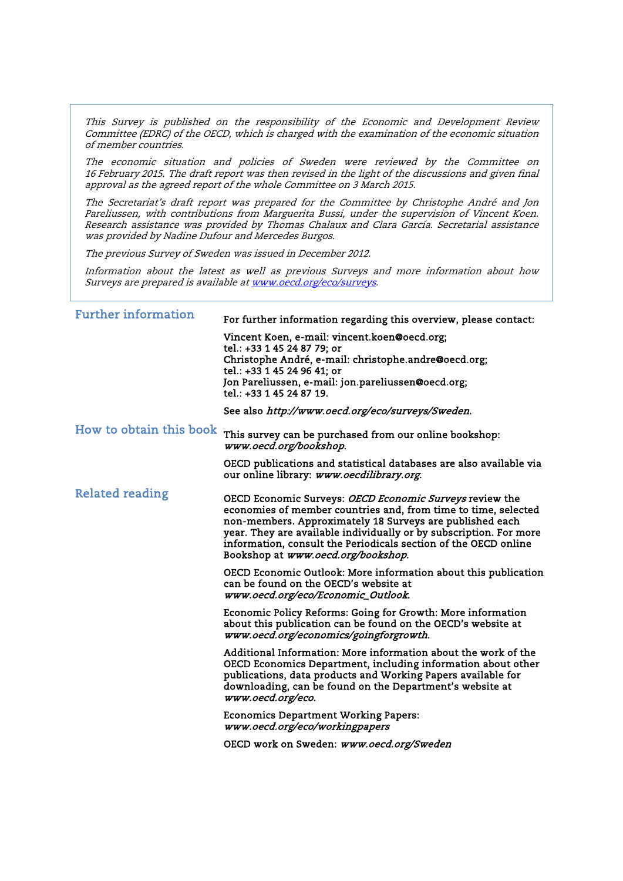*This Survey is published on the responsibility of the Economic and Development Review Committee (EDRC) of the OECD, which is charged with the examination of the economic situation of member countries.*

*The economic situation and policies of Sweden were reviewed by the Committee on 16 February 2015. The draft report was then revised in the light of the discussions and given final approval as the agreed report of the whole Committee on 3 March 2015.*

*The Secretariat's draft report was prepared for the Committee by Christophe André and Jon Pareliussen, with contributions from Marguerita Bussi, under the supervision of Vincent Koen. Research assistance was provided by Thomas Chalaux and Clara García. Secretarial assistance was provided by Nadine Dufour and Mercedes Burgos.*

*The previous Survey of Sweden was issued in December 2012.*

*Information about the latest as well as previous Surveys and more information about how Surveys are prepared is available at [www.oecd.org/eco/surveys](www.oecd.org/eco/surveys).*

## Further information

For further information regarding this overview, please contact:

Vincent Koen, e-mail: vincent.koen@oecd.org;
tel.: +33 1 45 24 87 79; or
Christophe André, e-mail: christophe.andre@oecd.org;
tel.: +33 1 45 24 96 41; or
Jon Pareliussen, e-mail: jon.pareliussen@oecd.org;
tel.: +33 1 45 24 87 19.

See also *http://www.oecd.org/eco/surveys/Sweden*.

## How to obtain this book

This survey can be purchased from our online bookshop: *www.oecd.org/bookshop*.

OECD publications and statistical databases are also available via our online library: *www.oecdilibrary.org*.

## Related reading

OECD Economic Surveys: *OECD Economic Surveys* review the economies of member countries and, from time to time, selected non-members. Approximately 18 Surveys are published each year. They are available individually or by subscription. For more information, consult the Periodicals section of the OECD online Bookshop at *www.oecd.org/bookshop*.

OECD Economic Outlook: More information about this publication can be found on the OECD's website at *www.oecd.org/eco/Economic_Outlook*.

Economic Policy Reforms: Going for Growth: More information about this publication can be found on the OECD's website at *www.oecd.org/economics/goingforgrowth*.

Additional Information: More information about the work of the OECD Economics Department, including information about other publications, data products and Working Papers available for downloading, can be found on the Department's website at *www.oecd.org/eco*.

Economics Department Working Papers: *www.oecd.org/eco/workingpapers*

OECD work on Sweden: *www.oecd.org/Sweden*